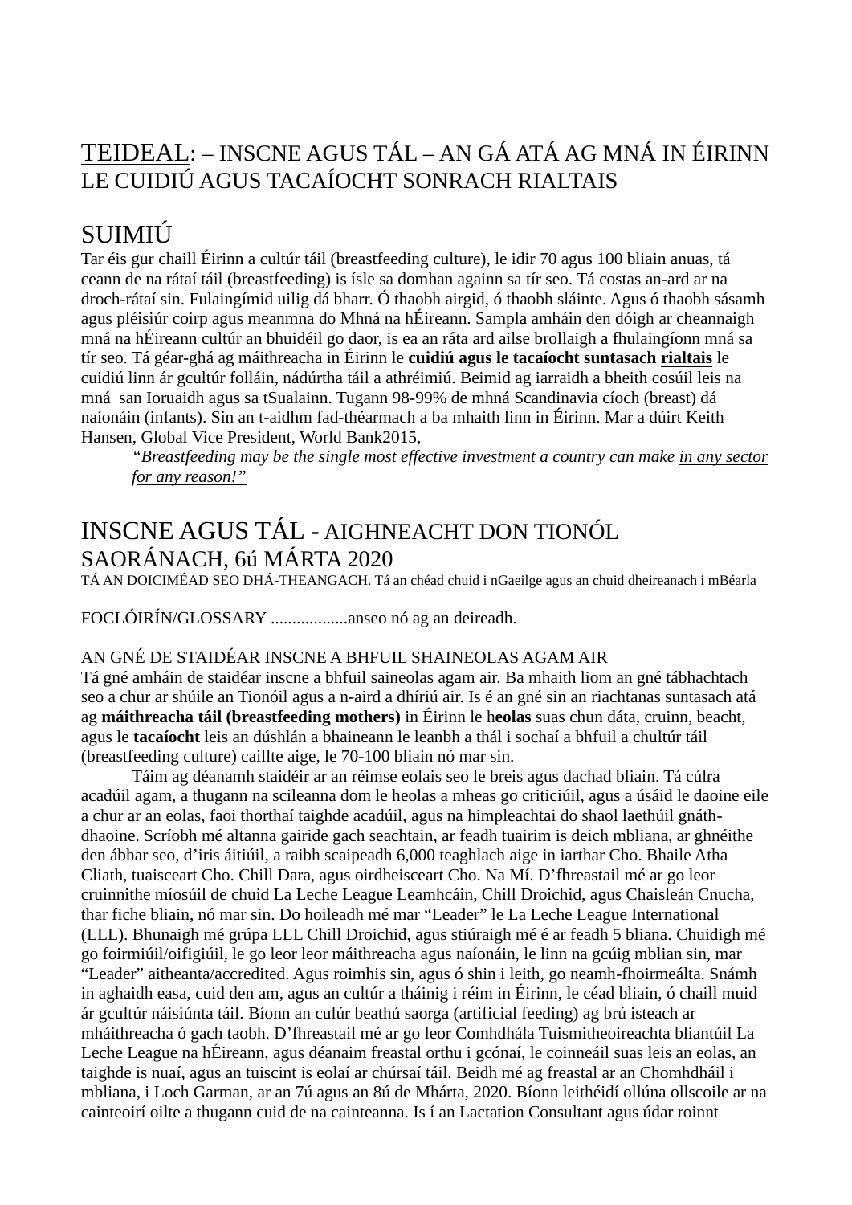# TEIDEAL: – INSCNE AGUS TÁL – AN GÁ ATÁ AG MNÁ IN ÉIRINN LE CUIDIÚ AGUS TACAÍOCHT SONRACH RIALTAIS

## SUIMIÚ

Tar éis gur chaill Éirinn a cultúr táil (breastfeeding culture), le idir 70 agus 100 bliain anuas, tá ceann de na rátaí táil (breastfeeding) is ísle sa domhan againn sa tír seo. Tá costas an-ard ar na droch-rátaí sin. Fulaingímid uilig dá bharr. Ó thaobh airgid, ó thaobh sláinte. Agus ó thaobh sásamh agus pléisiúr coirp agus meanmna do Mhná na hÉireann. Sampla amháin den dóigh ar cheannaigh mná na hÉireann cultúr an bhuidéil go daor, is ea an ráta ard ailse brollaigh a fhulaingíonn mná sa tír seo. Tá géar-ghá ag máithreacha in Éirinn le **cuidiú agus le tacaíocht suntasach <u>rialtais</u>** le cuidiú linn ár gcultúr folláin, nádúrtha táil a athréimiú. Beimid ag iarraidh a bheith cosúil leis na mná san Ioruaidh agus sa tSualainn. Tugann 98-99% de mhná Scandinavia cíoch (breast) dá naíonáin (infants). Sin an t-aidhm fad-théarmach a ba mhaith linn in Éirinn. Mar a dúirt Keith Hansen, Global Vice President, World Bank2015,

> *"Breastfeeding may be the single most effective investment a country can make <u>in any sector for any reason!</u>"*

## INSCNE AGUS TÁL - AIGHNEACHT DON TIONÓL SAORÁNACH, 6ú MÁRTA 2020

TÁ AN DOICIMÉAD SEO DHÁ-THEANGACH. Tá an chéad chuid i nGaeilge agus an chuid dheireanach i mBéarla

FOCLÓIRÍN/GLOSSARY ..................anseo nó ag an deireadh.

AN GNÉ DE STAIDÉAR INSCNE A BHFUIL SHAINEOLAS AGAM AIR

Tá gné amháin de staidéar inscne a bhfuil saineolas agam air. Ba mhaith liom an gné tábhachtach seo a chur ar shúile an Tionóil agus a n-aird a dhíriú air. Is é an gné sin an riachtanas suntasach atá ag **máithreacha táil (breastfeeding mothers)** in Éirinn le h**eolas** suas chun dáta, cruinn, beacht, agus le **tacaíocht** leis an dúshlán a bhaineann le leanbh a thál i sochaí a bhfuil a chultúr táil (breastfeeding culture) caillte aige, le 70-100 bliain nó mar sin.

Táim ag déanamh staidéir ar an réimse eolais seo le breis agus dachad bliain. Tá cúlra acadúil agam, a thugann na scileanna dom le heolas a mheas go criticiúil, agus a úsáid le daoine eile a chur ar an eolas, faoi thorthaí taighde acadúil, agus na himpleachtai do shaol laethúil gnáth-dhaoine. Scríobh mé altanna gairide gach seachtain, ar feadh tuairim is deich mbliana, ar ghnéithe den ábhar seo, d'iris áitiúil, a raibh scaipeadh 6,000 teaghlach aige in iarthar Cho. Bhaile Atha Cliath, tuaisceart Cho. Chill Dara, agus oirdheisceart Cho. Na Mí. D'fhreastail mé ar go leor cruinnithe míosúil de chuid La Leche League Leamhcáin, Chill Droichid, agus Chaisleán Cnucha, thar fiche bliain, nó mar sin. Do hoileadh mé mar "Leader" le La Leche League International (LLL). Bhunaigh mé grúpa LLL Chill Droichid, agus stiúraigh mé é ar feadh 5 bliana. Chuidigh mé go foirmiúil/oifigiúil, le go leor leor máithreacha agus naíonáin, le linn na gcúig mblian sin, mar "Leader" aitheanta/accredited. Agus roimhis sin, agus ó shin i leith, go neamh-fhoirmeálta. Snámh in aghaidh easa, cuid den am, agus an cultúr a tháinig i réim in Éirinn, le céad bliain, ó chaill muid ár gcultúr náisiúnta táil. Bíonn an culúr beathú saorga (artificial feeding) ag brú isteach ar mháithreacha ó gach taobh. D'fhreastail mé ar go leor Comhdhála Tuismitheoireachta bliantúil La Leche League na hÉireann, agus déanaim freastal orthu i gcónaí, le coinneáil suas leis an eolas, an taighde is nuaí, agus an tuiscint is eolaí ar chúrsaí táil. Beidh mé ag freastal ar an Chomhdháil i mbliana, i Loch Garman, ar an 7ú agus an 8ú de Mhárta, 2020. Bíonn leithéidí ollúna ollscoile ar na cainteoirí oilte a thugann cuid de na cainteanna. Is í an Lactation Consultant agus údar roinnt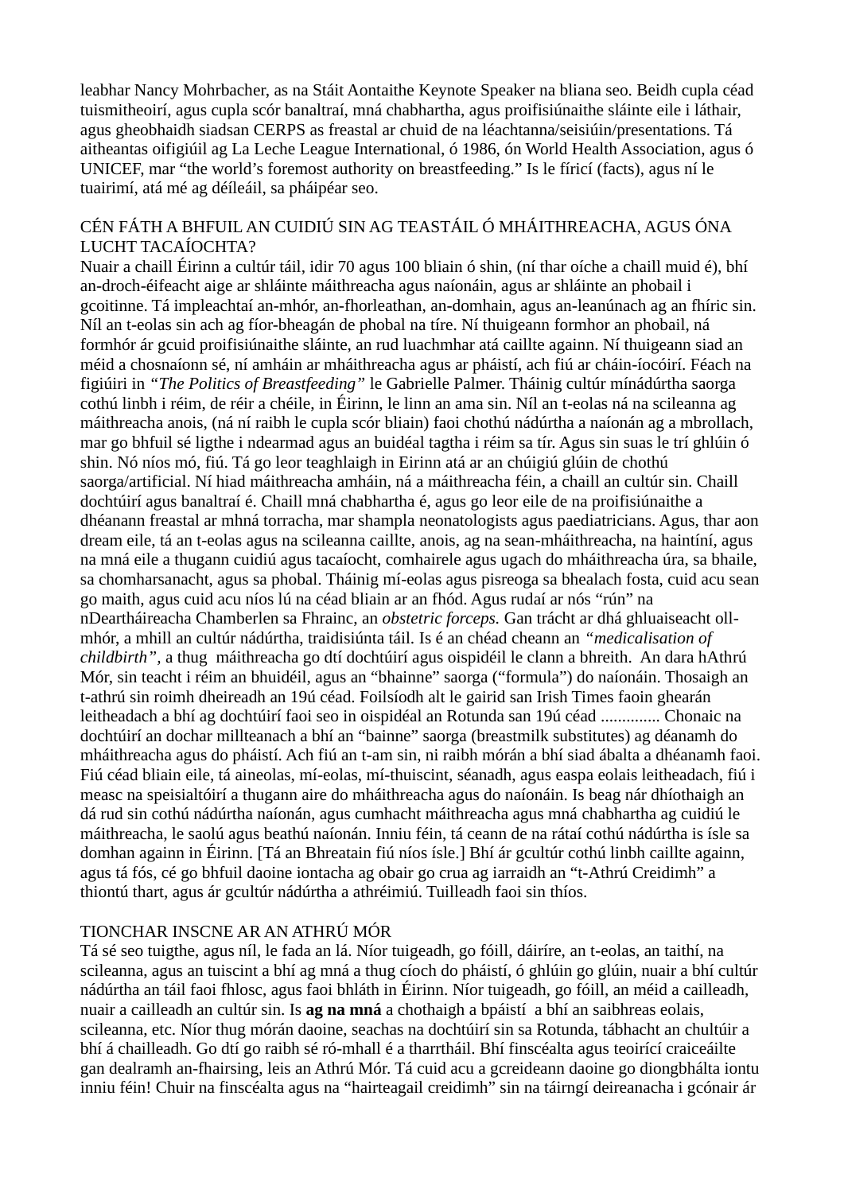leabhar Nancy Mohrbacher, as na Stáit Aontaithe Keynote Speaker na bliana seo. Beidh cupla céad tuismitheoirí, agus cupla scór banaltraí, mná chabharthа, agus proifisiúnaithe sláinte eile i láthair, agus gheobhaidh siadsan CERPS as freastal ar chuid de na léachtanna/seisiúin/presentations. Tá aitheantas oifigiúil ag La Leche League International, ó 1986, ón World Health Association, agus ó UNICEF, mar "the world's foremost authority on breastfeeding." Is le fíricí (facts), agus ní le tuairimí, atá mé ag déíleáil, sa pháipéar seo.

## CÉN FÁTH A BHFUIL AN CUIDIÚ SIN AG TEASTÁIL Ó MHÁITHREACHA, AGUS ÓNA LUCHT TACAÍOCHTA?

Nuair a chaill Éirinn a cultúr táil, idir 70 agus 100 bliain ó shin, (ní thar oíche a chaill muid é), bhí an-droch-éifeacht aige ar shláinte máithreacha agus naíonáin, agus ar shláinte an phobail i gcoitinne. Tá impleachtaí an-mhór, an-fhorleathan, an-domhain, agus an-leanúnach ag an fhíric sin. Níl an t-eolas sin ach ag fíor-bheagán de phobal na tíre. Ní thuigeann formhor an phobail, ná formhór ár gcuid proifisiúnaithe sláinte, an rud luachmhar atá caillte againn. Ní thuigeann siad an méid a chosnaíonn sé, ní amháin ar mháithreacha agus ar pháistí, ach fiú ar cháin-íocóirí. Féach na figiúiri in *"The Politics of Breastfeeding"* le Gabrielle Palmer. Tháinig cultúr mínádúrtha saorga cothú linbh i réim, de réir a chéile, in Éirinn, le linn an ama sin. Níl an t-eolas ná na scileanna ag máithreacha anois, (ná ní raibh le cupla scór bliain) faoi chothú nádúrtha a naíonán ag a mbrollach, mar go bhfuil sé ligthe i ndearmad agus an buidéal tagtha i réim sa tír. Agus sin suas le trí ghlúin ó shin. Nó níos mó, fiú. Tá go leor teaghlaigh in Eirinn atá ar an chúigiú glúin de chothú saorga/artificial. Ní hiad máithreacha amháin, ná a máithreacha féin, a chaill an cultúr sin. Chaill dochtúirí agus banaltraí é. Chaill mná chabhartha é, agus go leor eile de na proifisiúnaithe a dhéanann freastal ar mhná torracha, mar shampla neonatologists agus paediatricians. Agus, thar aon dream eile, tá an t-eolas agus na scileanna caillte, anois, ag na sean-mháithreacha, na haintíní, agus na mná eile a thugann cuidiú agus tacaíocht, comhairele agus ugach do mháithreacha úra, sa bhaile, sa chomharsanacht, agus sa phobal. Tháinig mí-eolas agus pisreoga sa bhealach fosta, cuid acu sean go maith, agus cuid acu níos lú na céad bliain ar an fhód. Agus rudaí ar nós "rún" na nDeartháireacha Chamberlen sa Fhrainc, an *obstetric forceps.* Gan trácht ar dhá ghluaiseacht oll-mhór, a mhill an cultúr nádúrtha, traidisiúnta táil. Is é an chéad cheann an *"medicalisation of childbirth"*, a thug máithreacha go dtí dochtúirí agus oispidéil le clann a bhreith. An dara hAthrú Mór, sin teacht i réim an bhuidéil, agus an "bhainne" saorga ("formula") do naíonáin. Thosaigh an t-athrú sin roimh dheireadh an 19ú céad. Foilsíodh alt le gairid san Irish Times faoin ghearán leitheadach a bhí ag dochtúirí faoi seo in oispidéal an Rotunda san 19ú céad .............. Chonaic na dochtúirí an dochar millteanach a bhí an "bainne" saorga (breastmilk substitutes) ag déanamh do mháithreacha agus do pháistí. Ach fiú an t-am sin, ni raibh mórán a bhí siad ábalta a dhéanamh faoi. Fiú céad bliain eile, tá aineolas, mí-eolas, mí-thuiscint, séanadh, agus easpa eolais leitheadach, fiú i measc na speisialtóirí a thugann aire do mháithreacha agus do naíonáin. Is beag nár dhíothaigh an dá rud sin cothú nádúrtha naíonán, agus cumhacht máithreacha agus mná chabhartha ag cuidiú le máithreacha, le saolú agus beathú naíonán. Inniu féin, tá ceann de na rátaí cothú nádúrtha is ísle sa domhan againn in Éirinn. [Tá an Bhreatain fiú níos ísle.] Bhí ár gcultúr cothú linbh caillte againn, agus tá fós, cé go bhfuil daoine iontacha ag obair go crua ag iarraidh an "t-Athrú Creidimh" a thiontú thart, agus ár gcultúr nádúrtha a athréimiú. Tuilleadh faoi sin thíos.

## TIONCHAR INSCNE AR AN ATHRÚ MÓR

Tá sé seo tuigthe, agus níl, le fada an lá. Níor tuigeadh, go fóill, dáiríre, an t-eolas, an taithí, na scileanna, agus an tuiscint a bhí ag mná a thug cíoch do pháistí, ó ghlúin go glúin, nuair a bhí cultúr nádúrtha an táil faoi fhlosc, agus faoi bhláth in Éirinn. Níor tuigeadh, go fóill, an méid a cailleadh, nuair a cailleadh an cultúr sin. Is **ag na mná** a chothaigh a bpáistí a bhí an saibhreas eolais, scileanna, etc. Níor thug mórán daoine, seachas na dochtúirí sin sa Rotunda, tábhacht an chultúir a bhí á chailleadh. Go dtí go raibh sé ró-mhall é a tharrtháil. Bhí finscéalta agus teoiricí craiceáilte gan dealramh an-fhairsing, leis an Athrú Mór. Tá cuid acu a gcreideann daoine go diongbhálta iontu inniu féin! Chuir na finscéalta agus na "hairteagail creidimh" sin na táirngí deireanacha i gcónair ár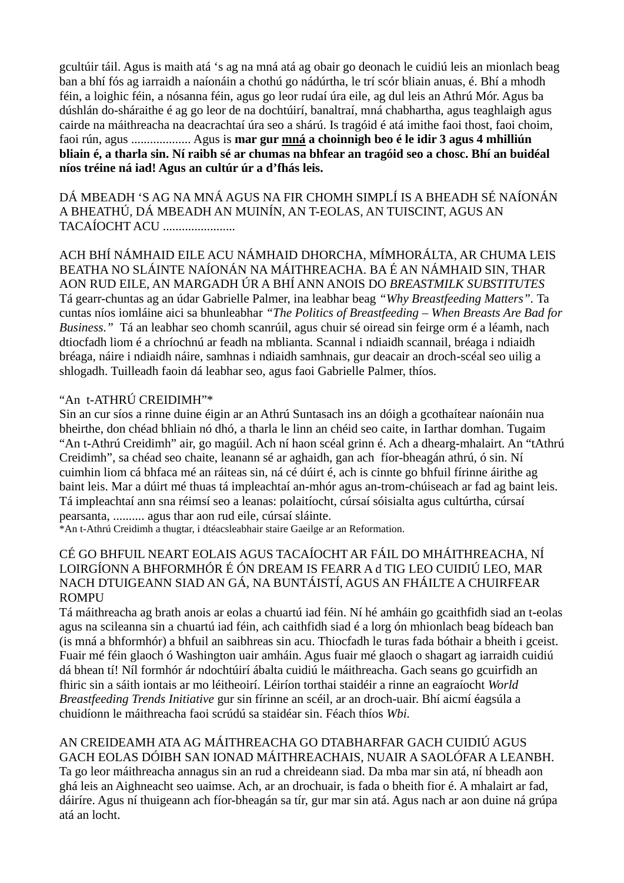gcultúir táil. Agus is maith atá ‘s ag na mná atá ag obair go deonach le cuidiú leis an mionlach beag ban a bhí fós ag iarraidh a naíonáin a chothú go nádúrtha, le trí scór bliain anuas, é. Bhí a mhodh féin, a loighic féin, a nósanna féin, agus go leor rudaí úra eile, ag dul leis an Athrú Mór. Agus ba dúshlán do-sháraithe é ag go leor de na dochtúirí, banaltraí, mná chabhartha, agus teaghlaigh agus cairde na máithreacha na deacrachtaí úra seo a shárú. Is tragóid é atá imithe faoi thost, faoi choim, faoi rún, agus ................... Agus is **mar gur <u>mná</u> a choinnigh beo é le idir 3 agus 4 mhilliún bliain é, a tharla sin. Ní raibh sé ar chumas na bhfear an tragóid seo a chosc. Bhí an buidéal níos tréine ná iad! Agus an cultúr úr a d’fhás leis.**

DÁ MBEADH ‘S AG NA MNÁ AGUS NA FIR CHOMH SIMPLÍ IS A BHEADH SÉ NAÍONÁN A BHEATHÚ, DÁ MBEADH AN MUINÍN, AN T-EOLAS, AN TUISCINT, AGUS AN TACAÍOCHT ACU .......................

ACH BHÍ NÁMHAID EILE ACU NÁMHAID DHORCHA, MÍMHORÁLTA, AR CHUMA LEIS BEATHA NO SLÁINTE NAÍONÁN NA MÁITHREACHA. BA É AN NÁMHAID SIN, THAR AON RUD EILE, AN MARGADH ÚR A BHÍ ANN ANOIS DO *BREASTMILK SUBSTITUTES*
Tá gearr-chuntas ag an údar Gabrielle Palmer, ina leabhar beag *“Why Breastfeeding Matters”*. Ta cuntas níos iomláine aici sa bhunleabhar *“The Politics of Breastfeeding – When Breasts Are Bad for Business.”* Tá an leabhar seo chomh scanrúil, agus chuir sé oiread sin feirge orm é a léamh, nach dtiocfadh liom é a chríochnú ar feadh na mblianta. Scannal i ndiaidh scannail, bréaga i ndiaidh bréaga, náire i ndiaidh náire, samhnas i ndiaidh samhnais, gur deacair an droch-scéal seo uilig a shlogadh. Tuilleadh faoin dá leabhar seo, agus faoi Gabrielle Palmer, thíos.

“An t-ATHRÚ CREIDIMH”*
Sin an cur síos a rinne duine éigin ar an Athrú Suntasach ins an dóigh a gcothaítear naíonáin nua bheirthe, don chéad bhliain nó dhó, a tharla le linn an chéid seo caite, in Iarthar domhan. Tugaim “An t-Athrú Creidimh” air, go magúil. Ach ní haon scéal grinn é. Ach a dhearg-mhalairt. An “tAthrú Creidimh”, sa chéad seo chaite, leanann sé ar aghaidh, gan ach fíor-bheagán athrú, ó sin. Ní cuimhin liom cá bhfaca mé an ráiteas sin, ná cé dúirt é, ach is cinnte go bhfuil fírinne áirithe ag baint leis. Mar a dúirt mé thuas tá impleachtaí an-mhór agus an-trom-chúiseach ar fad ag baint leis. Tá impleachtaí ann sna réimsí seo a leanas: polaitíocht, cúrsaí sóisialta agus cultúrtha, cúrsaí pearsanta, .......... agus thar aon rud eile, cúrsaí sláinte.
*An t-Athrú Creidimh a thugtar, i dtéacsleabhair staire Gaeilge ar an Reformation.

CÉ GO BHFUIL NEART EOLAIS AGUS TACAÍOCHT AR FÁIL DO MHÁITHREACHA, NÍ LOIRGÍONN A BHFORMHÓR É ÓN DREAM IS FEARR A d TIG LEO CUIDIÚ LEO, MAR NACH DTUIGEANN SIAD AN GÁ, NA BUNTÁISTÍ, AGUS AN FHÁILTE A CHUIRFEAR ROMPU
Tá máithreacha ag brath anois ar eolas a chuartú iad féin. Ní hé amháin go gcaithfidh siad an t-eolas agus na scileanna sin a chuartú iad féin, ach caithfidh siad é a lorg ón mhionlach beag bídeach ban (is mná a bhformhór) a bhfuil an saibhreas sin acu. Thiocfadh le turas fada bóthair a bheith i gceist. Fuair mé féin glaoch ó Washington uair amháin. Agus fuair mé glaoch o shagart ag iarraidh cuidiú dá bhean tí! Níl formhór ár ndochtúirí ábalta cuidiú le máithreacha. Gach seans go gcuirfidh an fhiric sin a sáith iontais ar mo léitheoirí. Léiríon torthai staidéir a rinne an eagraíocht *World Breastfeeding Trends Initiative* gur sin fírinne an scéil, ar an droch-uair. Bhí aicmí éagsúla a chuidíonn le máithreacha faoi scrúdú sa staidéar sin. Féach thíos *Wbi.*

AN CREIDEAMH ATA AG MÁITHREACHA GO DTABHARFAR GACH CUIDIÚ AGUS GACH EOLAS DÓIBH SAN IONAD MÁITHREACHAIS, NUAIR A SAOLÓFAR A LEANBH.
Ta go leor máithreacha annagus sin an rud a chreideann siad. Da mba mar sin atá, ní bheadh aon ghá leis an Aighneacht seo uaimse. Ach, ar an drochuair, is fada o bheith fior é. A mhalairt ar fad, dáiríre. Agus ní thuigeann ach fíor-bheagán sa tír, gur mar sin atá. Agus nach ar aon duine ná grúpa atá an locht.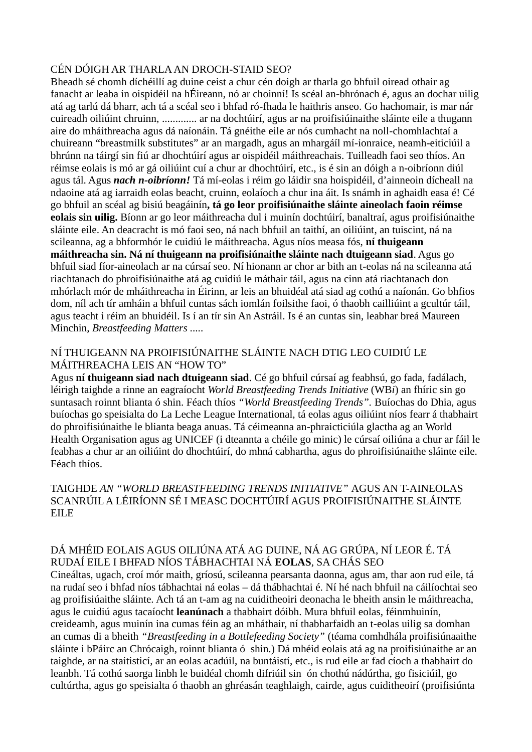CÉN DÓIGH AR THARLA AN DROCH-STAID SEO?

Bheadh sé chomh díchéillí ag duine ceist a chur cén doigh ar tharla go bhfuil oiread othair ag fanacht ar leaba in oispidéil na hÉireann, nó ar choinní! Is scéal an-bhrónach é, agus an dochar uilig atá ag tarlú dá bharr, ach tá a scéal seo i bhfad ró-fhada le haithris anseo. Go hachomair, is mar nár cuireadh oiliúint chruinn, ............. ar na dochtúirí, agus ar na proifisiúinaithe sláinte eile a thugann aire do mháithreacha agus dá naíonáin. Tá gnéithe eile ar nós cumhacht na noll-chomhlachtaí a chuireann "breastmilk substitutes" ar an margadh, agus an mhargáil mí-ionraice, neamh-eiticiúil a bhrúnn na táirgí sin fiú ar dhochtúirí agus ar oispidéil máithreachais. Tuilleadh faoi seo thíos. An réimse eolais is mó ar gá oiliúint cuí a chur ar dhochtúirí, etc., is é sin an dóigh a n-oibríonn diúl agus tál. Agus ***nach n-oibríonn!*** Tá mí-eolas i réim go láidir sna hoispidéil, d'ainneoin dícheall na ndaoine atá ag iarraidh eolas beacht, cruinn, eolaíoch a chur ina áit. Is snámh in aghaidh easa é! Cé go bhfuil an scéal ag bisiú beagáinín**, tá go leor proifisiúnaithe sláinte aineolach faoin réimse eolais sin uilig.** Bíonn ar go leor máithreacha dul i muinín dochtúirí, banaltraí, agus proifisiúnaithe sláinte eile. An deacracht is mó faoi seo, ná nach bhfuil an taithí, an oiliúint, an tuiscint, ná na scileanna, ag a bhformhór le cuidiú le máithreacha. Agus níos measa fós, **ní thuigeann máithreacha sin. Ná ní thuigeann na proifisiúnaithe sláinte nach dtuigeann siad**. Agus go bhfuil siad fíor-aineolach ar na cúrsaí seo. Ní hionann ar chor ar bith an t-eolas ná na scileanna atá riachtanach do phroifisiúnaithe atá ag cuidiú le máthair táil, agus na cinn atá riachtanach don mhórlach mór de mháithreacha in Éirinn, ar leis an bhuidéal atá siad ag cothú a naíonán. Go bhfios dom, níl ach tír amháin a bhfuil cuntas sách iomlán foilsithe faoi, ó thaobh cailliúint a gcultúr táil, agus teacht i réim an bhuidéil. Is í an tír sin An Astráil. Is é an cuntas sin, leabhar breá Maureen Minchin, *Breastfeeding Matters* .....

NÍ THUIGEANN NA PROIFISIÚNAITHE SLÁINTE NACH DTIG LEO CUIDIÚ LE MÁITHREACHA LEIS AN "HOW TO"

Agus **ní thuigeann siad nach dtuigeann siad**. Cé go bhfuil cúrsaí ag feabhsú, go fada, fadálach, léirigh taighde a rinne an eagraíocht *World Breastfeeding Trends Initiative* (WB*i*) an fhíric sin go suntasach roinnt blianta ó shin. Féach thíos *"World Breastfeeding Trends"*. Buíochas do Dhia, agus buíochas go speisialta do La Leche League International, tá eolas agus oiliúint níos fearr á thabhairt do phroifisiúnaithe le blianta beaga anuas. Tá céimeanna an-phraicticiúla glactha ag an World Health Organisation agus ag UNICEF (i dteannta a chéile go minic) le cúrsaí oiliúna a chur ar fáil le feabhas a chur ar an oiliúint do dhochtúirí, do mhná cabhartha, agus do phroifisiúnaithe sláinte eile. Féach thíos.

TAIGHDE *AN "WORLD BREASTFEEDING TRENDS INITIATIVE"* AGUS AN T-AINEOLAS SCANRÚIL A LÉIRÍONN SÉ I MEASC DOCHTÚIRÍ AGUS PROIFISIÚNAITHE SLÁINTE EILE

DÁ MHÉID EOLAIS AGUS OILIÚNA ATÁ AG DUINE, NÁ AG GRÚPA, NÍ LEOR É. TÁ RUDAÍ EILE I BHFAD NÍOS TÁBHACHTAI NÁ **EOLAS**, SA CHÁS SEO

Cineáltas, ugach, croí mór maith, gríosú, scileanna pearsanta daonna, agus am, thar aon rud eile, tá na rudaí seo i bhfad níos tábhachtai ná eolas – dá thábhachtaí é. Ní hé nach bhfuil na cáilíochtai seo ag proifisiúaithe sláinte. Ach tá an t-am ag na cuiditheoiri deonacha le bheith ansin le máithreacha, agus le cuidiú agus tacaíocht **leanúnach** a thabhairt dóibh. Mura bhfuil eolas, féinmhuinín, creideamh, agus muinín ina cumas féin ag an mháthair, ní thabharfaidh an t-eolas uilig sa domhan an cumas di a bheith *"Breastfeeding in a Bottlefeeding Society"* (téama comhdhála proifisiúnaaithe sláinte i bPáirc an Chrócaigh, roinnt blianta ó shin.) Dá mhéid eolais atá ag na proifisiúnaithe ar an taighde, ar na staitisticí, ar an eolas acadúil, na buntáistí, etc., is rud eile ar fad cíoch a thabhairt do leanbh. Tá cothú saorga linbh le buidéal chomh difriúil sin ón chothú nádúrtha, go fisiciúil, go cultúrtha, agus go speisialta ó thaobh an ghréasán teaghlaigh, cairde, agus cuiditheoirí (proifisiúnta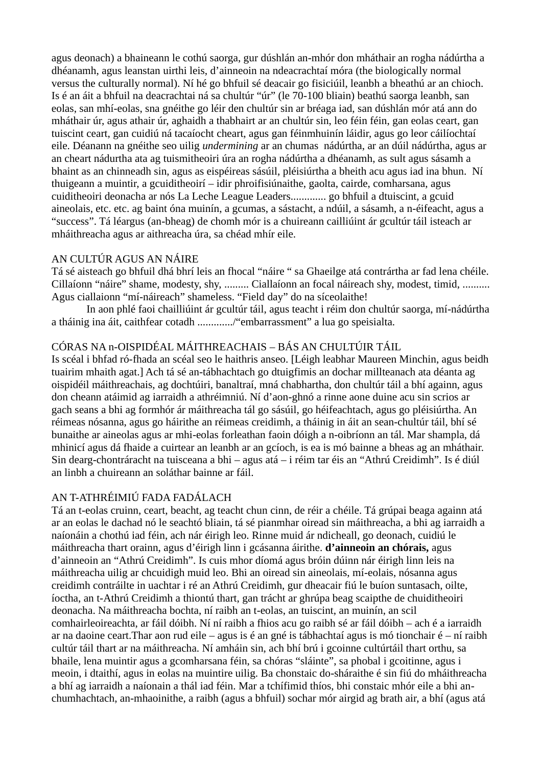agus deonach) a bhaineann le cothú saorga, gur dúshlán an-mhór don mháthair an rogha nádúrtha a dhéanamh, agus leanstan uirthi leis, d'ainneoin na ndeacrachtaí móra (the biologically normal versus the culturally normal). Ní hé go bhfuil sé deacair go fisiciúil, leanbh a bheathú ar an chíoch. Is é an áit a bhfuil na deacrachtai ná sa chultúr "úr" (le 70-100 bliain) beathú saorga leanbh, san eolas, san mhí-eolas, sna gnéithe go léir den chultúr sin ar bréaga iad, san dúshlán mór atá ann do mháthair úr, agus athair úr, aghaidh a thabhairt ar an chultúr sin, leo féin féin, gan eolas ceart, gan tuiscint ceart, gan cuidiú ná tacaíocht cheart, agus gan féinmhuinín láidir, agus go leor cáilíochtaí eile. Déanann na gnéithe seo uilig *undermining* ar an chumas nádúrtha, ar an dúil nádúrtha, agus ar an cheart nádurtha ata ag tuismitheoiri úra an rogha nádúrtha a dhéanamh, as sult agus sásamh a bhaint as an chinneadh sin, agus as eispéireas sásúil, pléisiúrtha a bheith acu agus iad ina bhun. Ní thuigeann a muintir, a gcuiditheoirí – idir phroifisiúnaithe, gaolta, cairde, comharsana, agus cuiditheoiri deonacha ar nós La Leche League Leaders............. go bhfuil a dtuiscint, a gcuid aineolais, etc. etc. ag baint óna muinín, a gcumas, a sástacht, a ndúil, a sásamh, a n-éifeacht, agus a "success". Tá léargus (an-bheag) de chomh mór is a chuireann cailliúint ár gcultúr táil isteach ar mháithreacha agus ar aithreacha úra, sa chéad mhír eile.

## AN CULTÚR AGUS AN NÁIRE

Tá sé aisteach go bhfuil dhá bhrí leis an fhocal "náire " sa Ghaeilge atá contrártha ar fad lena chéile. Cillaíonn "náire" shame, modesty, shy, ......... Ciallaíonn an focal náireach shy, modest, timid, .......... Agus ciallaionn "mí-náireach" shameless. "Field day" do na síceolaithe!

In aon phlé faoi chailliúint ár gcultúr táil, agus teacht i réim don chultúr saorga, mí-nádúrtha a tháinig ina áit, caithfear cotadh ............./"embarrassment" a lua go speisialta.

## CÓRAS NA n-OISPIDÉAL MÁITHREACHAIS – BÁS AN CHULTÚIR TÁIL

Is scéal i bhfad ró-fhada an scéal seo le haithris anseo. [Léigh leabhar Maureen Minchin, agus beidh tuairim mhaith agat.] Ach tá sé an-tábhachtach go dtuigfimis an dochar millteanach ata déanta ag oispidéil máithreachais, ag dochtúiri, banaltraí, mná chabhartha, don chultúr táil a bhí againn, agus don cheann atáimid ag iarraidh a athréimniú. Ní d'aon-ghnó a rinne aone duine acu sin scrios ar gach seans a bhi ag formhór ár máithreacha tál go sásúil, go héifeachtach, agus go pléisiúrtha. An réimeas nósanna, agus go háirithe an réimeas creidimh, a tháinig in áit an sean-chultúr táil, bhí sé bunaithe ar aineolas agus ar mhi-eolas forleathan faoin dóigh a n-oibríonn an tál. Mar shampla, dá mhinicí agus dá fhaide a cuirtear an leanbh ar an gcíoch, is ea is mó bainne a bheas ag an mháthair. Sin dearg-chontráracht na tuisceana a bhi – agus atá – i réim tar éis an "Athrú Creidimh". Is é diúl an linbh a chuireann an soláthar bainne ar fáil.

## AN T-ATHRÉIMIÚ FADA FADÁLACH

Tá an t-eolas cruinn, ceart, beacht, ag teacht chun cinn, de réir a chéile. Tá grúpai beaga againn atá ar an eolas le dachad nó le seachtó bliain, tá sé pianmhar oiread sin máithreacha, a bhi ag iarraidh a naíonáin a chothú iad féin, ach nár éirigh leo. Rinne muid ár ndicheall, go deonach, cuidiú le máithreacha thart orainn, agus d'éirigh linn i gcásanna áirithe. **d'ainneoin an chórais,** agus d'ainneoin an "Athrú Creidimh". Is cuis mhor díomá agus bróin dúinn nár éirigh linn leis na máithreacha uilig ar chcuidigh muid leo. Bhi an oiread sin aineolais, mí-eolais, nósanna agus creidimh contráilte in uachtar i ré an Athrú Creidimh, gur dheacair fiú le buíon suntasach, oilte, íoctha, an t-Athrú Creidimh a thiontú thart, gan trácht ar ghrúpa beag scaipthe de chuiditheoiri deonacha. Na máithreacha bochta, ní raibh an t-eolas, an tuiscint, an muinín, an scil comhairleoireachta, ar fáil dóibh. Ní ní raibh a fhios acu go raibh sé ar fáil dóibh – ach é a iarraidh ar na daoine ceart.Thar aon rud eile – agus is é an gné is tábhachtaí agus is mó tionchair é – ní raibh cultúr táil thart ar na máithreacha. Ní amháin sin, ach bhí brú i gcoinne cultúrtáil thart orthu, sa bhaile, lena muintir agus a gcomharsana féin, sa chóras "sláinte", sa phobal i gcoitinne, agus i meoin, i dtaithí, agus in eolas na muintire uilig. Ba chonstaic do-sháraithe é sin fiú do mháithreacha a bhí ag iarraidh a naíonain a thál iad féin. Mar a tchífimid thíos, bhi constaic mhór eile a bhi an-chumhachtach, an-mhaoinithe, a raibh (agus a bhfuil) sochar mór airgid ag brath air, a bhí (agus atá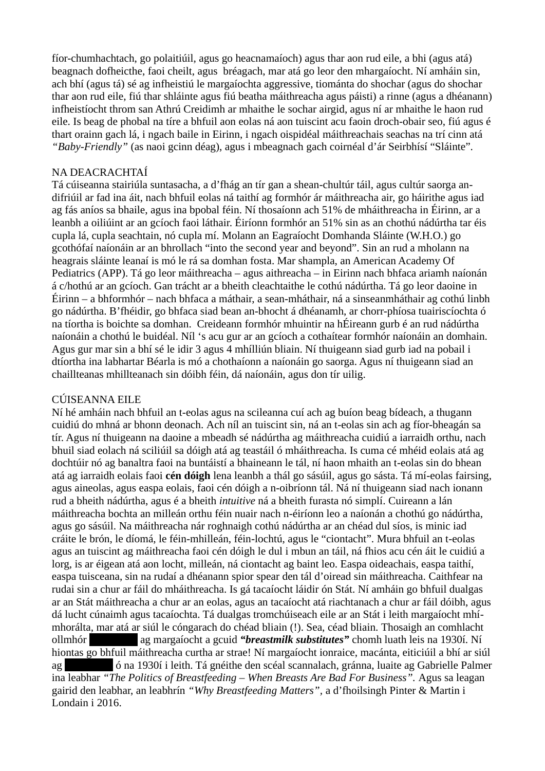fíor-chumhachtach, go polaitiúil, agus go heacnamaíoch) agus thar aon rud eile, a bhi (agus atá) beagnach dofheicthe, faoi cheilt, agus bréagach, mar atá go leor den mhargaíocht. Ní amháin sin, ach bhí (agus tá) sé ag infheistiú le margaíochta aggressive, tiománta do shochar (agus do shochar thar aon rud eile, fiú thar shláinte agus fiú beatha máithreacha agus páisti) a rinne (agus a dhéanann) infheistíocht throm san Athrú Creidimh ar mhaithe le sochar airgid, agus ní ar mhaithe le haon rud eile. Is beag de phobal na tíre a bhfuil aon eolas ná aon tuiscint acu faoin droch-obair seo, fiú agus é thart orainn gach lá, i ngach baile in Eirinn, i ngach oispidéal máithreachais seachas na trí cinn atá *"Baby-Friendly"* (as naoi gcinn déag), agus i mbeagnach gach coirnéal d'ár Seirbhísí "Sláinte".

NA DEACRACHTAÍ

Tá cúiseanna stairiúla suntasacha, a d'fhág an tír gan a shean-chultúr táil, agus cultúr saorga an-difriúil ar fad ina áit, nach bhfuil eolas ná taithí ag formhór ár máithreacha air, go háirithe agus iad ag fás aníos sa bhaile, agus ina bpobal féin. Ní thosaíonn ach 51% de mháithreacha in Éirinn, ar a leanbh a oiliúint ar an gcíoch faoi láthair. Éiríonn formhór an 51% sin as an chothú nádúrtha tar éis cupla lá, cupla seachtain, nó cupla mí. Molann an Eagraíocht Domhanda Sláinte (W.H.O.) go gcothófaí naíonáin ar an bhrollach "into the second year and beyond". Sin an rud a mholann na heagrais sláinte leanaí is mó le rá sa domhan fosta. Mar shampla, an American Academy Of Pediatrics (APP). Tá go leor máithreacha – agus aithreacha – in Eirinn nach bhfaca ariamh naíonán á c/hothú ar an gcíoch. Gan trácht ar a bheith cleachtaithe le cothú nádúrtha. Tá go leor daoine in Éirinn – a bhformhór – nach bhfaca a máthair, a sean-mháthair, ná a sinseanmháthair ag cothú linbh go nádúrtha. B'fhéidir, go bhfaca siad bean an-bhocht á dhéanamh, ar chorr-phíosa tuairiscíochta ó na tíortha is boichte sa domhan. Creideann formhór mhuintir na hÉireann gurb é an rud nádúrtha naíonáin a chothú le buidéal. Níl 's acu gur ar an gcíoch a cothaítear formhór naíonáin an domhain. Agus gur mar sin a bhí sé le idir 3 agus 4 mhílliún bliain. Ní thuigeann siad gurb iad na pobail i dtíortha ina labhartar Béarla is mó a chothaíonn a naíonáin go saorga. Agus ní thuigeann siad an chaillteanas mhillteanach sin dóibh féin, dá naíonáin, agus don tír uilig.

CÚISEANNA EILE

Ní hé amháin nach bhfuil an t-eolas agus na scileanna cuí ach ag buíon beag bídeach, a thugann cuidiú do mhná ar bhonn deonach. Ach níl an tuiscint sin, ná an t-eolas sin ach ag fíor-bheagán sa tír. Agus ní thuigeann na daoine a mbeadh sé nádúrtha ag máithreacha cuidiú a iarraidh orthu, nach bhuil siad eolach ná sciliúil sa dóigh atá ag teastáil ó mháithreacha. Is cuma cé mhéid eolais atá ag dochtúir nó ag banaltra faoi na buntáistí a bhaineann le tál, ní haon mhaith an t-eolas sin do bhean atá ag iarraidh eolais faoi **cén dóigh** lena leanbh a thál go sásúil, agus go sásta. Tá mí-eolas fairsing, agus aineolas, agus easpa eolais, faoi cén dóigh a n-oibríonn tál. Ná ní thuigeann siad nach ionann rud a bheith nádúrtha, agus é a bheith *intuitive* ná a bheith furasta nó simplí. Cuireann a lán máithreacha bochta an milleán orthu féin nuair nach n-éiríonn leo a naíonán a chothú go nádúrtha, agus go sásúil. Na máithreacha nár roghnaigh cothú nádúrtha ar an chéad dul síos, is minic iad cráite le brón, le díomá, le féin-mhilleán, féin-lochtú, agus le "ciontacht". Mura bhfuil an t-eolas agus an tuiscint ag máithreacha faoi cén dóigh le dul i mbun an táil, ná fhios acu cén áit le cuidiú a lorg, is ar éigean atá aon locht, milleán, ná ciontacht ag baint leo. Easpa oideachais, easpa taithí, easpa tuisceana, sin na rudaí a dhéanann spior spear den tál d'oiread sin máithreacha. Caithfear na rudai sin a chur ar fáil do mháithreacha. Is gá tacaíocht láidir ón Stát. Ní amháin go bhfuil dualgas ar an Stát máithreacha a chur ar an eolas, agus an tacaíocht atá riachtanach a chur ar fáil dóibh, agus dá lucht cúnaimh agus tacaíochta. Tá dualgas tromchúiseach eile ar an Stát i leith margaíocht mhí-mhorálta, mar atá ar siúl le cóngarach do chéad bliain (!). Sea, céad bliain. Thosaigh an comhlacht ollmhór ██████ ag margaíocht a gcuid ***"breastmilk substitutes"*** chomh luath leis na 1930í. Ní hiontas go bhfuil máithreacha curtha ar strae! Ní margaíocht ionraice, macánta, eiticiúil a bhí ar siúl ag ██████ ó na 1930í i leith. Tá gnéithe den scéal scannalach, gránna, luaite ag Gabrielle Palmer ina leabhar *"The Politics of Breastfeeding – When Breasts Are Bad For Business"*. Agus sa leagan gairid den leabhar, an leabhrín *"Why Breastfeeding Matters"*, a d'fhoilsingh Pinter & Martin i Londain i 2016.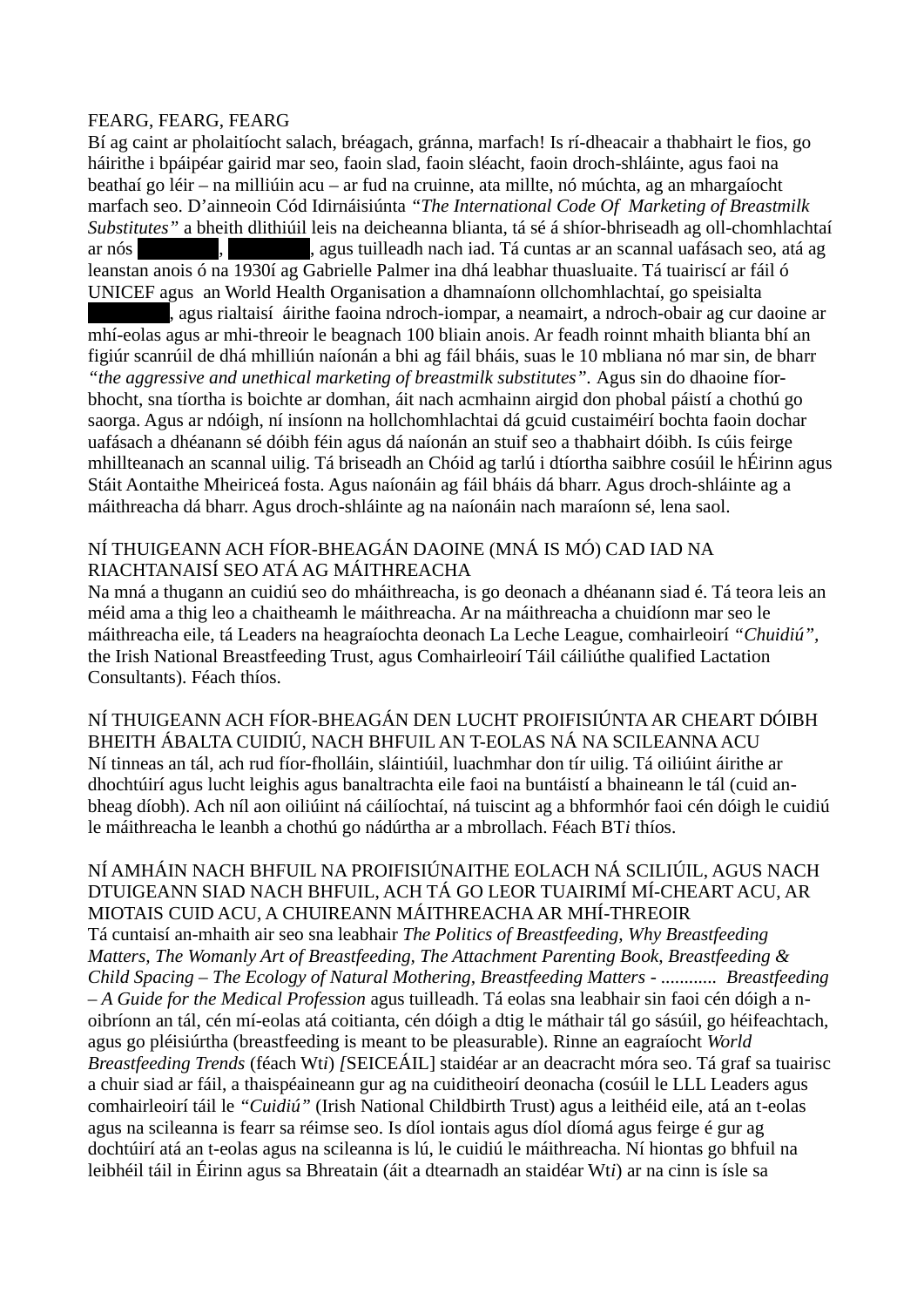FEARG, FEARG, FEARG

Bí ag caint ar pholaitíocht salach, bréagach, gránna, marfach! Is rí-dheacair a thabhairt le fios, go háirithe i bpáipéar gairid mar seo, faoin slad, faoin sléacht, faoin droch-shláinte, agus faoi na beathaí go léir – na milliúin acu – ar fud na cruinne, ata millte, nó múchta, ag an mhargaíocht marfach seo. D'ainneoin Cód Idirnáisiúnta *"The International Code Of Marketing of Breastmilk Substitutes"* a bheith dlithiúil leis na deicheanna blianta, tá sé á shíor-bhriseadh ag oll-chomhlachtaí ar nós ████████, ████████, agus tuilleadh nach iad. Tá cuntas ar an scannal uafásach seo, atá ag leanstan anois ó na 1930í ag Gabrielle Palmer ina dhá leabhar thuasluaite. Tá tuairiscí ar fáil ó UNICEF agus an World Health Organisation a dhamnaíonn ollchomhlachtaí, go speisialta ████████, agus rialtaisí áirithe faoina ndroch-iompar, a neamairt, a ndroch-obair ag cur daoine ar mhí-eolas agus ar mhi-threoir le beagnach 100 bliain anois. Ar feadh roinnt mhaith blianta bhí an figiúr scanrúil de dhá mhilliún naíonán a bhi ag fáil bháis, suas le 10 mbliana nó mar sin, de bharr *"the aggressive and unethical marketing of breastmilk substitutes"*. Agus sin do dhaoine fíor-bhocht, sna tíortha is boichte ar domhan, áit nach acmhainn airgid don phobal páistí a chothú go saorga. Agus ar ndóigh, ní insíonn na hollchomhlachtai dá gcuid custaiméirí bochta faoin dochar uafásach a dhéanann sé dóibh féin agus dá naíonán an stuif seo a thabhairt dóibh. Is cúis feirge mhillteanach an scannal uilig. Tá briseadh an Chóid ag tarlú i dtíortha saibhre cosúil le hÉirinn agus Stáit Aontaithe Mheiriceá fosta. Agus naíonáin ag fáil bháis dá bharr. Agus droch-shláinte ag a máithreacha dá bharr. Agus droch-shláinte ag na naíonáin nach maraíonn sé, lena saol.

NÍ THUIGEANN ACH FÍOR-BHEAGÁN DAOINE (MNÁ IS MÓ) CAD IAD NA RIACHTANAISÍ SEO ATÁ AG MÁITHREACHA

Na mná a thugann an cuidiú seo do mháithreacha, is go deonach a dhéanann siad é. Tá teora leis an méid ama a thig leo a chaitheamh le máithreacha. Ar na máithreacha a chuidíonn mar seo le máithreacha eile, tá Leaders na heagraíochta deonach La Leche League, comhairleoirí *"Chuidiú"*, the Irish National Breastfeeding Trust, agus Comhairleoirí Táil cáiliúthe qualified Lactation Consultants). Féach thíos.

NÍ THUIGEANN ACH FÍOR-BHEAGÁN DEN LUCHT PROIFISIÚNTA AR CHEART DÓIBH BHEITH ÁBALTA CUIDIÚ, NACH BHFUIL AN T-EOLAS NÁ NA SCILEANNA ACU

Ní tinneas an tál, ach rud fíor-fhollán, sláintiúil, luachmhar don tír uilig. Tá oiliúint áirithe ar dhochtúirí agus lucht leighis agus banaltrachta eile faoi na buntáistí a bhaineann le tál (cuid an-bheag díobh). Ach níl aon oiliúint ná cáilíochtaí, ná tuiscint ag a bhformhór faoi cén dóigh le cuidiú le máithreacha le leanbh a chothú go nádúrtha ar a mbrollach. Féach BT*i* thíos.

NÍ AMHÁIN NACH BHFUIL NA PROIFISIÚNAITHE EOLACH NÁ SCILIÚIL, AGUS NACH DTUIGEANN SIAD NACH BHFUIL, ACH TÁ GO LEOR TUAIRIMÍ MÍ-CHEART ACU, AR MIOTAIS CUID ACU, A CHUIREANN MÁITHREACHA AR MHÍ-THREOIR

Tá cuntaisí an-mhaith air seo sna leabhair *The Politics of Breastfeeding, Why Breastfeeding Matters, The Womanly Art of Breastfeeding, The Attachment Parenting Book, Breastfeeding & Child Spacing – The Ecology of Natural Mothering, Breastfeeding Matters* - ............ *Breastfeeding – A Guide for the Medical Profession* agus tuilleadh. Tá eolas sna leabhair sin faoi cén dóigh a n-oibríonn an tál, cén mí-eolas atá coitianta, cén dóigh a dtig le máthair tál go sásúil, go héifeachtach, agus go pléisiúrtha (breastfeeding is meant to be pleasurable). Rinne an eagraíocht *World Breastfeeding Trends* (féach Wt*i*) *[*SEICEÁIL] staidéar ar an deacracht móra seo. Tá graf sa tuairisc a chuir siad ar fáil, a thaispéaineann gur ag na cuiditheoirí deonacha (cosúil le LLL Leaders agus comhairleoirí táil le *"Cuidiú"* (Irish National Childbirth Trust) agus a leithéid eile, atá an t-eolas agus na scileanna is fearr sa réimse seo. Is díol iontais agus díol díomá agus feirge é gur ag dochtúirí atá an t-eolas agus na scileanna is lú, le cuidiú le máithreacha. Ní hiontas go bhfuil na leibhéil táil in Éirinn agus sa Bhreatain (áit a dtearnadh an staidéar Wt*i*) ar na cinn is ísle sa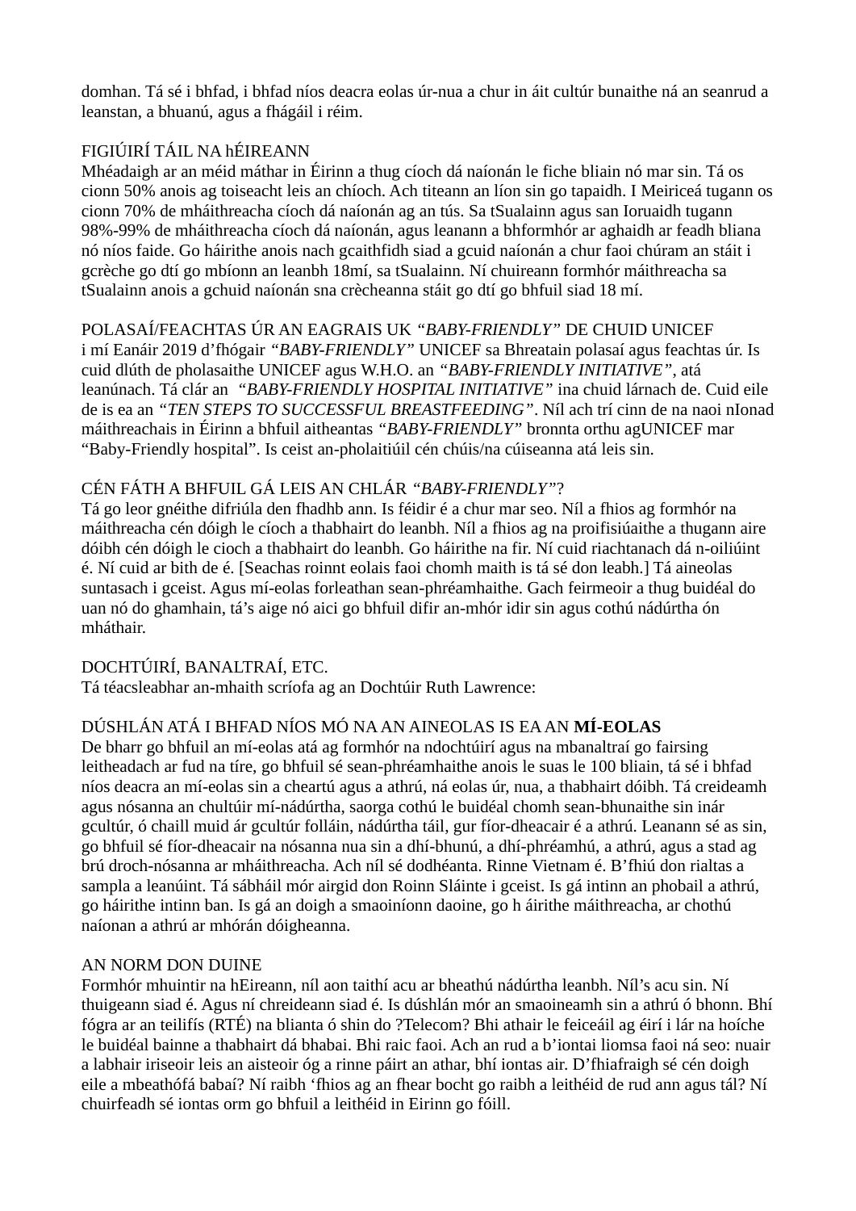domhan. Tá sé i bhfad, i bhfad níos deacra eolas úr-nua a chur in áit cultúr bunaithe ná an seanrud a leanstan, a bhuanú, agus a fhágáil i réim.

## FIGIÚIRÍ TÁIL NA hÉIREANN

Mhéadaigh ar an méid máthar in Éirinn a thug cíoch dá naíonán le fiche bliain nó mar sin. Tá os cionn 50% anois ag toiseacht leis an chíoch. Ach titeann an líon sin go tapaidh. I Meiriceá tugann os cionn 70% de mháithreacha cíoch dá naíonán ag an tús. Sa tSualainn agus san Ioruaidh tugann 98%-99% de mháithreacha cíoch dá naíonán, agus leanann a bhformhór ar aghaidh ar feadh bliana nó níos faide. Go háirithe anois nach gcaithfidh siad a gcuid naíonán a chur faoi chúram an stáit i gcrèche go dtí go mbíonn an leanbh 18mí, sa tSualainn. Ní chuireann formhór máithreacha sa tSualainn anois a gchuid naíonán sna crècheanna stáit go dtí go bhfuil siad 18 mí.

## POLASAÍ/FEACHTAS ÚR AN EAGRAIS UK *"BABY-FRIENDLY"* DE CHUID UNICEF

i mí Eanáir 2019 d'fhógair *"BABY-FRIENDLY"* UNICEF sa Bhreatain polasaí agus feachtas úr. Is cuid dlúth de pholasaithe UNICEF agus W.H.O. an *"BABY-FRIENDLY INITIATIVE"*, atá leanúnach. Tá clár an *"BABY-FRIENDLY HOSPITAL INITIATIVE"* ina chuid lárnach de. Cuid eile de is ea an *"TEN STEPS TO SUCCESSFUL BREASTFEEDING"*. Níl ach trí cinn de na naoi nIonad máithreachais in Éirinn a bhfuil aitheantas *"BABY-FRIENDLY"* bronnta orthu agUNICEF mar "Baby-Friendly hospital". Is ceist an-pholaitiúil cén chúis/na cúiseanna atá leis sin.

## CÉN FÁTH A BHFUIL GÁ LEIS AN CHLÁR *"BABY-FRIENDLY"*?

Tá go leor gnéithe difriúla den fhadhb ann. Is féidir é a chur mar seo. Níl a fhios ag formhór na máithreacha cén dóigh le cíoch a thabhairt do leanbh. Níl a fhios ag na proifisiúaithe a thugann aire dóibh cén dóigh le cioch a thabhairt do leanbh. Go háirithe na fir. Ní cuid riachtanach dá n-oiliúint é. Ní cuid ar bith de é. [Seachas roinnt eolais faoi chomh maith is tá sé don leabh.] Tá aineolas suntasach i gceist. Agus mí-eolas forleathan sean-phréamhaithe. Gach feirmeoir a thug buidéal do uan nó do ghamhain, tá's aige nó aici go bhfuil difir an-mhór idir sin agus cothú nádúrtha ón mháthair.

## DOCHTÚIRÍ, BANALTRAÍ, ETC.

Tá téacsleabhar an-mhaith scríofa ag an Dochtúir Ruth Lawrence:

## DÚSHLÁN ATÁ I BHFAD NÍOS MÓ NA AN AINEOLAS IS EA AN **MÍ-EOLAS**

De bharr go bhfuil an mí-eolas atá ag formhór na ndochtúirí agus na mbanaltraí go fairsing leitheadach ar fud na tíre, go bhfuil sé sean-phréamhaithe anois le suas le 100 bliain, tá sé i bhfad níos deacra an mí-eolas sin a cheartú agus a athrú, ná eolas úr, nua, a thabhairt dóibh. Tá creideamh agus nósanna an chultúir mí-nádúrtha, saorga cothú le buidéal chomh sean-bhunaithe sin inár gcultúr, ó chaill muid ár gcultúr folláin, nádúrtha táil, gur fíor-dheacair é a athrú. Leanann sé as sin, go bhfuil sé fíor-dheacair na nósanna nua sin a dhí-bhunú, a dhí-phréamhú, a athrú, agus a stad ag brú droch-nósanna ar mháithreacha. Ach níl sé dodhéanta. Rinne Vietnam é. B'fhiú don rialtas a sampla a leanúint. Tá sábháil mór airgid don Roinn Sláinte i gceist. Is gá intinn an phobail a athrú, go háirithe intinn ban. Is gá an doigh a smaoiníonn daoine, go h áirithe máithreacha, ar chothú naíonan a athrú ar mhórán dóigheanna.

## AN NORM DON DUINE

Formhór mhuintir na hEireann, níl aon taithí acu ar bheathú nádúrtha leanbh. Níl's acu sin. Ní thuigeann siad é. Agus ní chreideann siad é. Is dúshlán mór an smaoineamh sin a athrú ó bhonn. Bhí fógra ar an teilifís (RTÉ) na blianta ó shin do ?Telecom? Bhi athair le feiceáil ag éirí i lár na hoíche le buidéal bainne a thabhairt dá bhabai. Bhi raic faoi. Ach an rud a b'iontai liomsa faoi ná seo: nuair a labhair iriseoir leis an aisteoir óg a rinne páirt an athar, bhí iontas air. D'fhiafraigh sé cén doigh eile a mbeathófá babaí? Ní raibh 'fhios ag an fhear bocht go raibh a leithéid de rud ann agus tál? Ní chuirfeadh sé iontas orm go bhfuil a leithéid in Eirinn go fóill.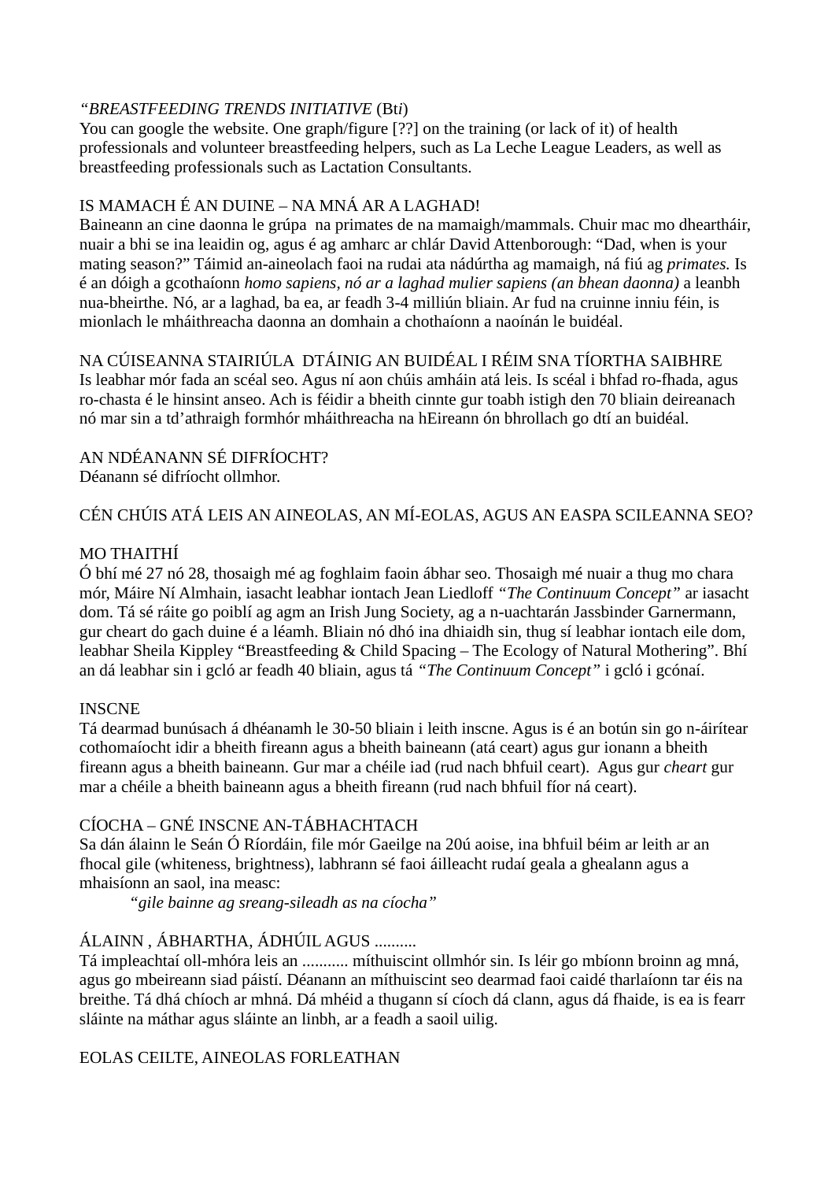*"BREASTFEEDING TRENDS INITIATIVE* (Bt*i*)
You can google the website. One graph/figure [??] on the training (or lack of it) of health professionals and volunteer breastfeeding helpers, such as La Leche League Leaders, as well as breastfeeding professionals such as Lactation Consultants.

IS MAMACH É AN DUINE – NA MNÁ AR A LAGHAD!
Baineann an cine daonna le grúpa na primates de na mamaigh/mammals. Chuir mac mo dheartháir, nuair a bhi se ina leaidin og, agus é ag amharc ar chlár David Attenborough: "Dad, when is your mating season?" Táimid an-aineolach faoi na rudai ata nádúrtha ag mamaigh, ná fiú ag *primates.* Is é an dóigh a gcothaíonn *homo sapiens, nó ar a laghad mulier sapiens (an bhean daonna)* a leanbh nua-bheirthe. Nó, ar a laghad, ba ea, ar feadh 3-4 milliún bliain. Ar fud na cruinne inniu féin, is mionlach le mháithreacha daonna an domhain a chothaíonn a naoínán le buidéal.

NA CÚISEANNA STAIRIÚLA DTÁINIG AN BUIDÉAL I RÉIM SNA TÍORTHA SAIBHRE
Is leabhar mór fada an scéal seo. Agus ní aon chúis amháin atá leis. Is scéal i bhfad ro-fhada, agus ro-chasta é le hinsint anseo. Ach is féidir a bheith cinnte gur toabh istigh den 70 bliain deireanach nó mar sin a td'athraigh formhór mháithreacha na hEireann ón bhrollach go dtí an buidéal.

AN NDÉANANN SÉ DIFRÍOCHT?
Déanann sé difríocht ollmhor.

CÉN CHÚIS ATÁ LEIS AN AINEOLAS, AN MÍ-EOLAS, AGUS AN EASPA SCILEANNA SEO?

MO THAITHÍ
Ó bhí mé 27 nó 28, thosaigh mé ag foghlaim faoin ábhar seo. Thosaigh mé nuair a thug mo chara mór, Máire Ní Almhain, iasacht leabhar iontach Jean Liedloff *"The Continuum Concept"* ar iasacht dom. Tá sé ráite go poiblí ag agm an Irish Jung Society, ag a n-uachtarán Jassbinder Garnermann, gur cheart do gach duine é a léamh. Bliain nó dhó ina dhiaidh sin, thug sí leabhar iontach eile dom, leabhar Sheila Kippley "Breastfeeding & Child Spacing – The Ecology of Natural Mothering". Bhí an dá leabhar sin i gcló ar feadh 40 bliain, agus tá *"The Continuum Concept"* i gcló i gcónaí.

INSCNE
Tá dearmad bunúsach á dhéanamh le 30-50 bliain i leith inscne. Agus is é an botún sin go n-áirítear cothomaíocht idir a bheith fireann agus a bheith baineann (atá ceart) agus gur ionann a bheith fireann agus a bheith baineann. Gur mar a chéile iad (rud nach bhfuil ceart). Agus gur *cheart* gur mar a chéile a bheith baineann agus a bheith fireann (rud nach bhfuil fíor ná ceart).

CÍOCHA – GNÉ INSCNE AN-TÁBHACHTACH
Sa dán álainn le Seán Ó Ríordáin, file mór Gaeilge na 20ú aoise, ina bhfuil béim ar leith ar an fhocal gile (whiteness, brightness), labhrann sé faoi áilleacht rudaí geala a ghealann agus a mhaisíonn an saol, ina measc:

> *"gile bainne ag sreang-sileadh as na cíocha"*

ÁLAINN , ÁBHARTHA, ÁDHÚIL AGUS ..........
Tá impleachtaí oll-mhóra leis an ........... míthuiscint ollmhór sin. Is léir go mbíonn broinn ag mná, agus go mbeireann siad páistí. Déanann an míthuiscint seo dearmad faoi caidé tharlaíonn tar éis na breithe. Tá dhá chíoch ar mhná. Dá mhéid a thugann sí cíoch dá clann, agus dá fhaide, is ea is fearr sláinte na máthar agus sláinte an linbh, ar a feadh a saoil uilig.

EOLAS CEILTE, AINEOLAS FORLEATHAN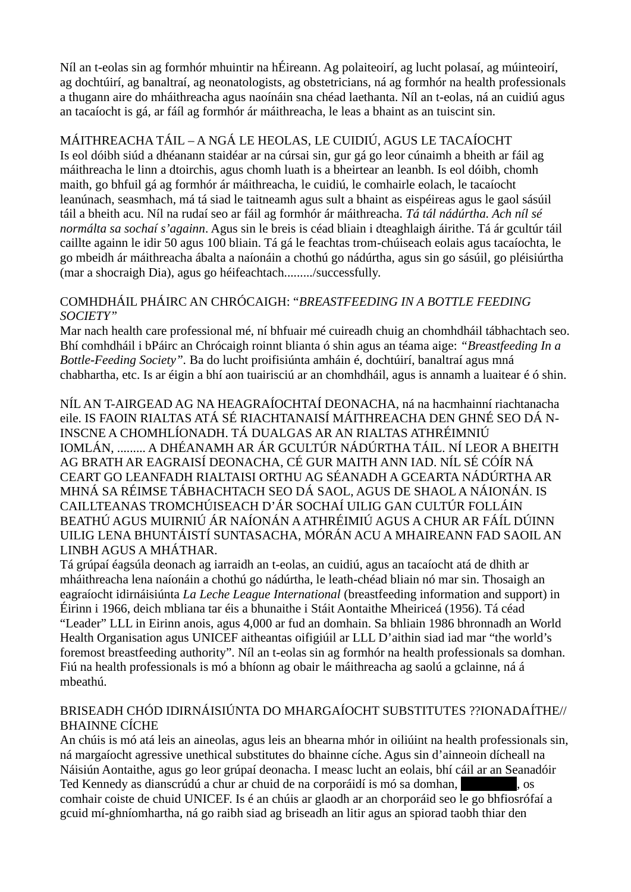Níl an t-eolas sin ag formhór mhuintir na hÉireann. Ag polaiteoirí, ag lucht polasaí, ag múinteoirí, ag dochtúirí, ag banaltraí, ag neonatologists, ag obstetricians, ná ag formhór na health professionals a thugann aire do mháithreacha agus naoínáin sna chéad laethanta. Níl an t-eolas, ná an cuidiú agus an tacaíocht is gá, ar fáil ag formhór ár máithreacha, le leas a bhaint as an tuiscint sin.

MÁITHREACHA TÁIL – A NGÁ LE HEOLAS, LE CUIDIÚ, AGUS LE TACAÍOCHT
Is eol dóibh siúd a dhéanann staidéar ar na cúrsai sin, gur gá go leor cúnaimh a bheith ar fáil ag máithreacha le linn a dtoirchis, agus chomh luath is a bheirtear an leanbh. Is eol dóibh, chomh maith, go bhfuil gá ag formhór ár máithreacha, le cuidiú, le comhairle eolach, le tacaíocht leanúnach, seasmhach, má tá siad le taitneamh agus sult a bhaint as eispéireas agus le gaol sásúil táil a bheith acu. Níl na rudaí seo ar fáil ag formhór ár máithreacha. *Tá tál nádúrtha. Ach níl sé normálta sa sochaí s'againn*. Agus sin le breis is céad bliain i dteaghlaigh áirithe. Tá ár gcultúr táil caillte againn le idir 50 agus 100 bliain. Tá gá le feachtas trom-chúiseach eolais agus tacaíochta, le go mbeidh ár máithreacha ábalta a naíonáin a chothú go nádúrtha, agus sin go sásúil, go pléisiúrtha (mar a shocraigh Dia), agus go héifeachtach........./successfully.

COMHDHÁIL PHÁIRC AN CHRÓCAIGH: "*BREASTFEEDING IN A BOTTLE FEEDING SOCIETY"*
Mar nach health care professional mé, ní bhfuair mé cuireadh chuig an chomhdháil tábhachtach seo. Bhí comhdháil i bPáirc an Chrócaigh roinnt blianta ó shin agus an téama aige: *"Breastfeeding In a Bottle-Feeding Society"*. Ba do lucht proifisiúnta amháin é, dochtúirí, banaltraí agus mná chabhartha, etc. Is ar éigin a bhí aon tuairisciú ar an chomhdháil, agus is annamh a luaitear é ó shin.

NÍL AN T-AIRGEAD AG NA HEAGRAÍOCHTAÍ DEONACHA, ná na hacmhainní riachtanacha eile. IS FAOIN RIALTAS ATÁ SÉ RIACHTANAISÍ MÁITHREACHA DEN GHNÉ SEO DÁ N-INSCNE A CHOMHLÍONADH. TÁ DUALGAS AR AN RIALTAS ATHRÉIMNIÚ IOMLÁN, ......... A DHÉANAMH AR ÁR GCULTÚR NÁDÚRTHA TÁIL. NÍ LEOR A BHEITH AG BRATH AR EAGRAISÍ DEONACHA, CÉ GUR MAITH ANN IAD. NÍL SÉ CÓÍR NÁ CEART GO LEANFADH RIALTAISI ORTHU AG SÉANADH A GCEARTA NÁDÚRTHA AR MHNÁ SA RÉIMSE TÁBHACHTACH SEO DÁ SAOL, AGUS DE SHAOL A NÁIONÁN. IS CAILLTEANAS TROMCHÚISEACH D'ÁR SOCHAÍ UILIG GAN CULTÚR FOLLÁIN BEATHÚ AGUS MUIRNIÚ ÁR NAÍONÁN A ATHRÉIMIÚ AGUS A CHUR AR FÁIL DÚINN UILIG LENA BHUNTÁISTÍ SUNTASACHA, MÓRÁN ACU A MHAIREANN FAD SAOIL AN LINBH AGUS A MHÁTHAR.
Tá grúpaí éagsúla deonach ag iarraidh an t-eolas, an cuidiú, agus an tacaíocht atá de dhith ar mháithreacha lena naíonáin a chothú go nádúrtha, le leath-chéad bliain nó mar sin. Thosaigh an eagraíocht idirnáisiúnta *La Leche League International* (breastfeeding information and support) in Éirinn i 1966, deich mbliana tar éis a bhunaithe i Stáit Aontaithe Mheiriceá (1956). Tá céad "Leader" LLL in Eirinn anois, agus 4,000 ar fud an domhain. Sa bhliain 1986 bhronnadh an World Health Organisation agus UNICEF aitheantas oifigiúil ar LLL D'aithin siad iad mar "the world's foremost breastfeeding authority". Níl an t-eolas sin ag formhór na health professionals sa domhan. Fiú na health professionals is mó a bhíonn ag obair le máithreacha ag saolú a gclainne, ná á mbeathú.

BRISEADH CHÓD IDIRNÁISIÚNTA DO MHARGAÍOCHT SUBSTITUTES ??IONADAÍTHE// BHAINNE CÍCHE
An chúis is mó atá leis an aineolas, agus leis an bhearna mhór in oiliúint na health professionals sin, ná margaíocht agressive unethical substitutes do bhainne cíche. Agus sin d'ainneoin dícheall na Náisiún Aontaithe, agus go leor grúpaí deonacha. I measc lucht an eolais, bhí cáil ar an Seanadóir Ted Kennedy as dianscrúdú a chur ar chuid de na corporáidí is mó sa domhan, ████████, os comhair coiste de chuid UNICEF. Is é an chúis ar glaodh ar an chorporáid seo le go bhfiosrófaí a gcuid mí-ghníomhartha, ná go raibh siad ag briseadh an litir agus an spiorad taobh thiar den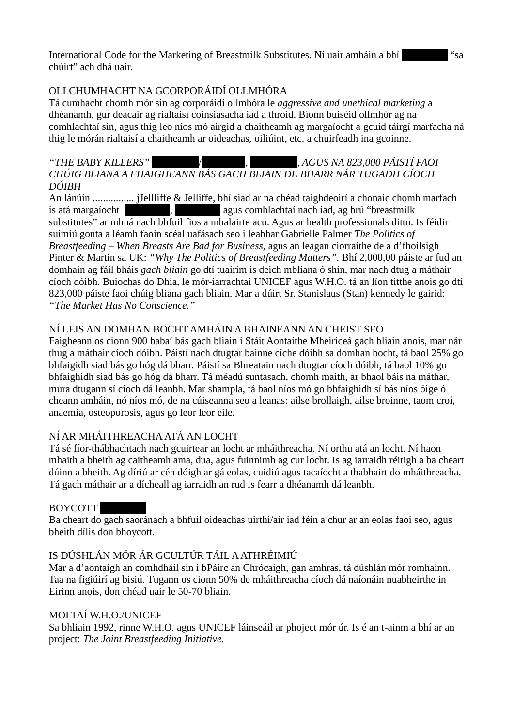International Code for the Marketing of Breastmilk Substitutes. Ní uair amháin a bhí ████ "sa chúirt" ach dhá uair.

OLLCHUMHACHT NA GCORPORÁIDÍ OLLMHÓRA
Tá cumhacht chomh mór sin ag corporáidí ollmhóra le *aggressive and unethical marketing* a dhéanamh, gur deacair ag rialtaisí coinsiasacha iad a throid. Bíonn buiséid ollmhór ag na comhlachtaí sin, agus thig leo níos mó airgid a chaitheamh ag margaíocht a gcuid táirgí marfacha ná thig le mórán rialtaisí a chaitheamh ar oideachas, oiliúint, etc. a chuirfeadh ina gcoinne.

*"THE BABY KILLERS" ████/████, ████, AGUS NA 823,000 PÁISTÍ FAOI CHÚIG BLIANA A FHAIGHEANN BÁS GACH BLIAIN DE BHARR NÁR TUGADH CÍOCH DÓIBH*
An lánúin ................ jJellliffe & Jelliffe, bhí siad ar na chéad taighdeoirí a chonaic chomh marfach is atá margaíocht ████, ████ agus comhlachtaí nach iad, ag brú "breastmilk substitutes" ar mhná nach bhfuil fios a mhalairte acu. Agus ar health professionals ditto. Is féidir suimiú gonta a léamh faoin scéal uafásach seo i leabhar Gabrielle Palmer *The Politics of Breastfeeding – When Breasts Are Bad for Business,* agus an leagan ciorraithe de a d'fhoilsigh Pinter & Martin sa UK: *"Why The Politics of Breastfeeding Matters"*. Bhí 2,000,00 páiste ar fud an domhain ag fáil bháis *gach bliain* go dtí tuairim is deich mbliana ó shin, mar nach dtug a máthair cíoch dóibh. Buiochas do Dhia, le mór-iarrachtaí UNICEF agus W.H.O. tá an líon titthe anois go dtí 823,000 páiste faoi chúig bliana gach bliain. Mar a dúirt Sr. Stanislaus (Stan) kennedy le gairid: *"The Market Has No Conscience."*

NÍ LEIS AN DOMHAN BOCHT AMHÁIN A BHAINEANN AN CHEIST SEO
Faigheann os cionn 900 babaí bás gach bliain i Stáit Aontaithe Mheiriceá gach bliain anois, mar nár thug a máthair cíoch dóibh. Páistí nach dtugtar bainne cíche dóibh sa domhan bocht, tá baol 25% go bhfaigidh siad bás go hóg dá bharr. Páistí sa Bhreatain nach dtugtar cíoch dóibh, tá baol 10% go bhfaighidh siad bás go hóg dá bharr. Tá méadú suntasach, chomh maith, ar bhaol báis na máthar, mura dtugann sí cíoch dá leanbh. Mar shampla, tá baol níos mó go bhfaighidh sí bás níos óige ó cheann amháin, nó níos mó, de na cúiseanna seo a leanas: ailse brollaigh, ailse broinne, taom croí, anaemia, osteoporosis, agus go leor leor eile.

NÍ AR MHÁITHREACHA ATÁ AN LOCHT
Tá sé fíor-thábhachtach nach gcuirtear an locht ar mháithreacha. Ní orthu atá an locht. Ní haon mhaith a bheith ag caitheamh ama, dua, agus fuinnimh ag cur locht. Is ag iarraidh réitigh a ba cheart dúinn a bheith. Ag díriú ar cén dóigh ar gá eolas, cuidiú agus tacaíocht a thabhairt do mháithreacha. Tá gach máthair ar a dícheall ag iarraidh an rud is fearr a dhéanamh dá leanbh.

BOYCOTT ████
Ba cheart do gach saoránach a bhfuil oideachas uirthi/air iad féin a chur ar an eolas faoi seo, agus bheith dílis don bhoycott.

IS DÚSHLÁN MÓR ÁR GCULTÚR TÁIL A ATHRÉIMIÚ
Mar a d'aontaigh an comhdháil sin i bPáirc an Chrócaigh, gan amhras, tá dúshlán mór romhainn. Taa na figiúirí ag bisiú. Tugann os cionn 50% de mháithreacha cíoch dá naíonáin nuabheirthe in Eirinn anois, don chéad uair le 50-70 bliain.

MOLTAÍ W.H.O./UNICEF
Sa bhliain 1992, rinne W.H.O. agus UNICEF láinseáil ar phoject mór úr. Is é an t-ainm a bhí ar an project: *The Joint Breastfeeding Initiative.*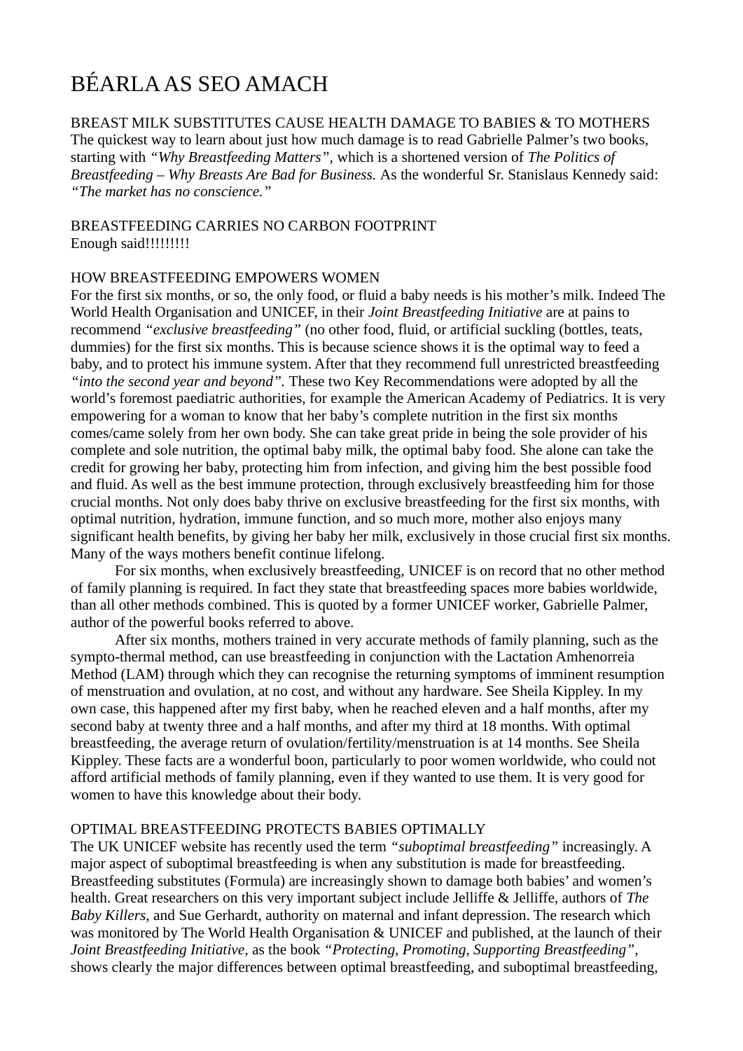# BÉARLA AS SEO AMACH

BREAST MILK SUBSTITUTES CAUSE HEALTH DAMAGE TO BABIES & TO MOTHERS
The quickest way to learn about just how much damage is to read Gabrielle Palmer's two books, starting with *"Why Breastfeeding Matters"*, which is a shortened version of *The Politics of Breastfeeding – Why Breasts Are Bad for Business.* As the wonderful Sr. Stanislaus Kennedy said: *"The market has no conscience."*

BREASTFEEDING CARRIES NO CARBON FOOTPRINT
Enough said!!!!!!!!!

HOW BREASTFEEDING EMPOWERS WOMEN
For the first six months, or so, the only food, or fluid a baby needs is his mother's milk. Indeed The World Health Organisation and UNICEF, in their *Joint Breastfeeding Initiative* are at pains to recommend *"exclusive breastfeeding"* (no other food, fluid, or artificial suckling (bottles, teats, dummies) for the first six months. This is because science shows it is the optimal way to feed a baby, and to protect his immune system. After that they recommend full unrestricted breastfeeding *"into the second year and beyond"*. These two Key Recommendations were adopted by all the world's foremost paediatric authorities, for example the American Academy of Pediatrics. It is very empowering for a woman to know that her baby's complete nutrition in the first six months comes/came solely from her own body. She can take great pride in being the sole provider of his complete and sole nutrition, the optimal baby milk, the optimal baby food. She alone can take the credit for growing her baby, protecting him from infection, and giving him the best possible food and fluid. As well as the best immune protection, through exclusively breastfeeding him for those crucial months. Not only does baby thrive on exclusive breastfeeding for the first six months, with optimal nutrition, hydration, immune function, and so much more, mother also enjoys many significant health benefits, by giving her baby her milk, exclusively in those crucial first six months. Many of the ways mothers benefit continue lifelong.

For six months, when exclusively breastfeeding, UNICEF is on record that no other method of family planning is required. In fact they state that breastfeeding spaces more babies worldwide, than all other methods combined. This is quoted by a former UNICEF worker, Gabrielle Palmer, author of the powerful books referred to above.

After six months, mothers trained in very accurate methods of family planning, such as the sympto-thermal method, can use breastfeeding in conjunction with the Lactation Amhenorreia Method (LAM) through which they can recognise the returning symptoms of imminent resumption of menstruation and ovulation, at no cost, and without any hardware. See Sheila Kippley. In my own case, this happened after my first baby, when he reached eleven and a half months, after my second baby at twenty three and a half months, and after my third at 18 months. With optimal breastfeeding, the average return of ovulation/fertility/menstruation is at 14 months. See Sheila Kippley. These facts are a wonderful boon, particularly to poor women worldwide, who could not afford artificial methods of family planning, even if they wanted to use them. It is very good for women to have this knowledge about their body.

OPTIMAL BREASTFEEDING PROTECTS BABIES OPTIMALLY
The UK UNICEF website has recently used the term *"suboptimal breastfeeding"* increasingly. A major aspect of suboptimal breastfeeding is when any substitution is made for breastfeeding. Breastfeeding substitutes (Formula) are increasingly shown to damage both babies' and women's health. Great researchers on this very important subject include Jelliffe & Jelliffe, authors of *The Baby Killers,* and Sue Gerhardt, authority on maternal and infant depression. The research which was monitored by The World Health Organisation & UNICEF and published, at the launch of their *Joint Breastfeeding Initiative,* as the book *"Protecting, Promoting, Supporting Breastfeeding"*, shows clearly the major differences between optimal breastfeeding, and suboptimal breastfeeding,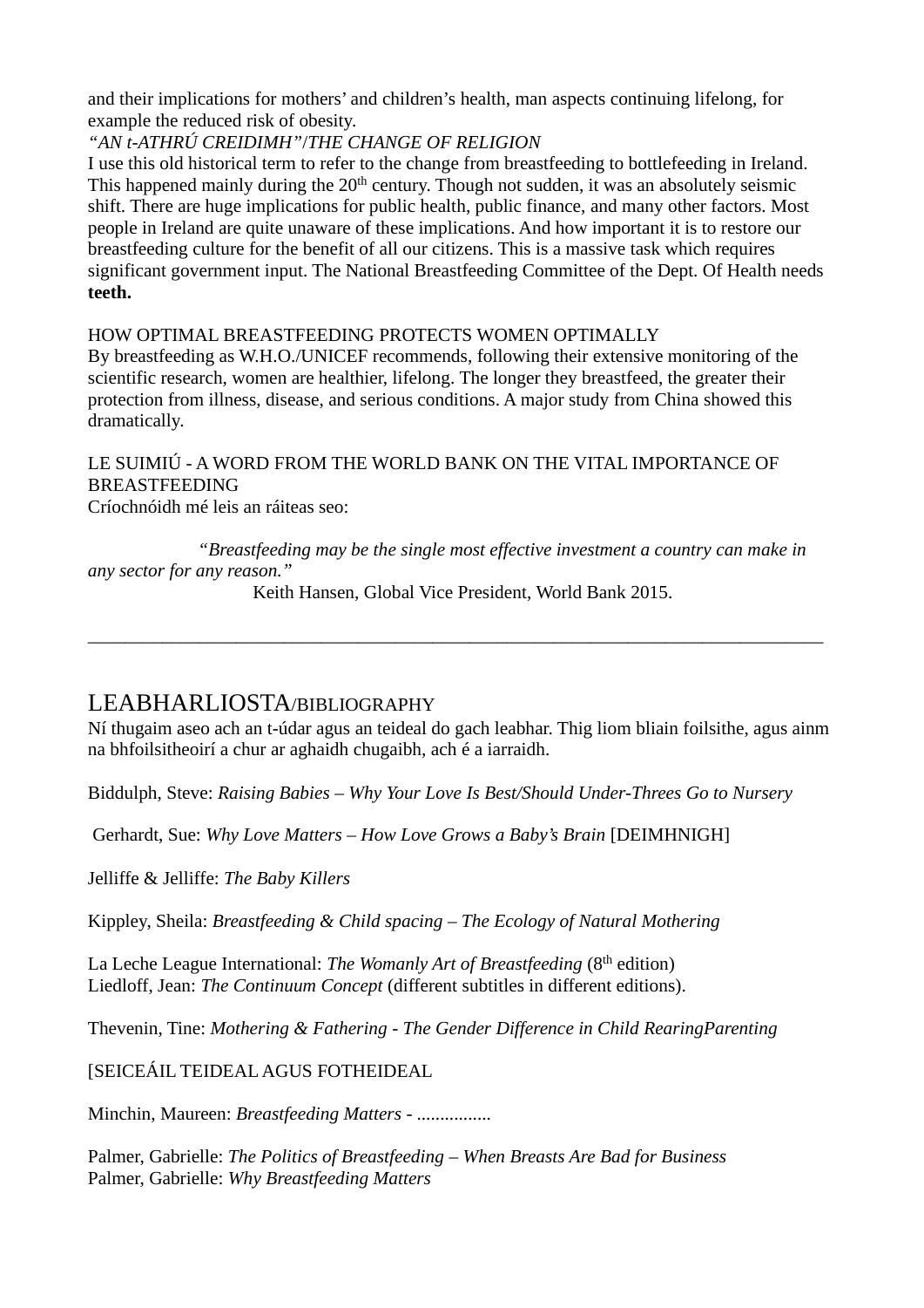and their implications for mothers' and children's health, man aspects continuing lifelong, for example the reduced risk of obesity.

*"AN t-ATHRÚ CREIDIMH"/THE CHANGE OF RELIGION*

I use this old historical term to refer to the change from breastfeeding to bottlefeeding in Ireland. This happened mainly during the 20th century. Though not sudden, it was an absolutely seismic shift. There are huge implications for public health, public finance, and many other factors. Most people in Ireland are quite unaware of these implications. And how important it is to restore our breastfeeding culture for the benefit of all our citizens. This is a massive task which requires significant government input. The National Breastfeeding Committee of the Dept. Of Health needs **teeth.**

HOW OPTIMAL BREASTFEEDING PROTECTS WOMEN OPTIMALLY

By breastfeeding as W.H.O./UNICEF recommends, following their extensive monitoring of the scientific research, women are healthier, lifelong. The longer they breastfeed, the greater their protection from illness, disease, and serious conditions. A major study from China showed this dramatically.

LE SUIMIÚ - A WORD FROM THE WORLD BANK ON THE VITAL IMPORTANCE OF BREASTFEEDING

Críochnóidh mé leis an ráiteas seo:

> *"Breastfeeding may be the single most effective investment a country can make in any sector for any reason."*
>
> Keith Hansen, Global Vice President, World Bank 2015.

---

# LEABHARLIOSTA/BIBLIOGRAPHY

Ní thugaim aseo ach an t-údar agus an teideal do gach leabhar. Thig liom bliain foilsithe, agus ainm na bhfoilsitheoirí a chur ar aghaidh chugaibh, ach é a iarraidh.

Biddulph, Steve: *Raising Babies – Why Your Love Is Best/Should Under-Threes Go to Nursery*

Gerhardt, Sue: *Why Love Matters – How Love Grows a Baby's Brain* [DEIMHNIGH]

Jelliffe & Jelliffe: *The Baby Killers*

Kippley, Sheila: *Breastfeeding & Child spacing – The Ecology of Natural Mothering*

La Leche League International: *The Womanly Art of Breastfeeding* (8th edition)
Liedloff, Jean: *The Continuum Concept* (different subtitles in different editions).

Thevenin, Tine: *Mothering & Fathering - The Gender Difference in Child RearingParenting*

[SEICEÁIL TEIDEAL AGUS FOTHEIDEAL

Minchin, Maureen: *Breastfeeding Matters* - ................

Palmer, Gabrielle: *The Politics of Breastfeeding – When Breasts Are Bad for Business*
Palmer, Gabrielle: *Why Breastfeeding Matters*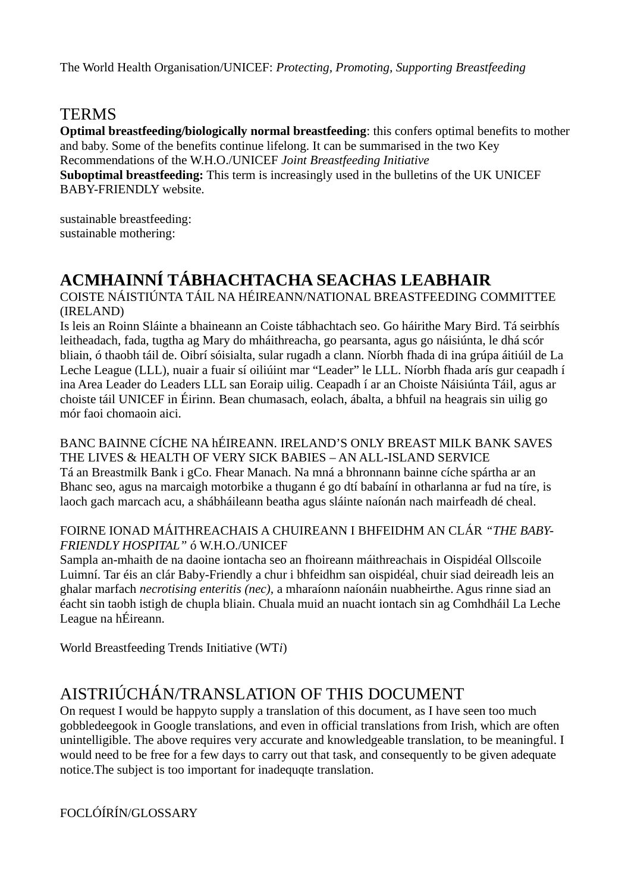The World Health Organisation/UNICEF: *Protecting, Promoting, Supporting Breastfeeding*

## TERMS

**Optimal breastfeeding/biologically normal breastfeeding**: this confers optimal benefits to mother and baby. Some of the benefits continue lifelong. It can be summarised in the two Key Recommendations of the W.H.O./UNICEF *Joint Breastfeeding Initiative*

**Suboptimal breastfeeding:** This term is increasingly used in the bulletins of the UK UNICEF BABY-FRIENDLY website.

sustainable breastfeeding:
sustainable mothering:

# ACMHAINNÍ TÁBHACHTACHA SEACHAS LEABHAIR

COISTE NÁISTIÚNTA TÁIL NA HÉIREANN/NATIONAL BREASTFEEDING COMMITTEE (IRELAND)

Is leis an Roinn Sláinte a bhaineann an Coiste tábhachtach seo. Go háirithe Mary Bird. Tá seirbhís leitheadach, fada, tugtha ag Mary do mháithreacha, go pearsanta, agus go náisiúnta, le dhá scór bliain, ó thaobh táil de. Oibrí sóisialta, sular rugadh a clann. Níorbh fhada di ina grúpa áitiúil de La Leche League (LLL), nuair a fuair sí oiliúint mar "Leader" le LLL. Níorbh fhada arís gur ceapadh í ina Area Leader do Leaders LLL san Eoraip uilig. Ceapadh í ar an Choiste Náisiúnta Táil, agus ar choiste táil UNICEF in Éirinn. Bean chumasach, eolach, ábalta, a bhfuil na heagrais sin uilig go mór faoi chomaoin aici.

BANC BAINNE CÍCHE NA hÉIREANN. IRELAND'S ONLY BREAST MILK BANK SAVES THE LIVES & HEALTH OF VERY SICK BABIES – AN ALL-ISLAND SERVICE

Tá an Breastmilk Bank i gCo. Fhear Manach. Na mná a bhronnann bainne cíche spártha ar an Bhanc seo, agus na marcaigh motorbike a thugann é go dtí babaíní in otharlanna ar fud na tíre, is laoch gach marcach acu, a shábháileann beatha agus sláinte naíonán nach mairfeadh dé cheal.

FOIRNE IONAD MÁITHREACHAIS A CHUIREANN I BHFEIDHM AN CLÁR *"THE BABY-FRIENDLY HOSPITAL"* ó W.H.O./UNICEF

Sampla an-mhaith de na daoine iontacha seo an fhoireann máithreachais in Oispidéal Ollscoile Luimní. Tar éis an clár Baby-Friendly a chur i bhfeidhm san oispidéal, chuir siad deireadh leis an ghalar marfach *necrotising enteritis (nec)*, a mharaíonn naíonáin nuabheirthe. Agus rinne siad an éacht sin taobh istigh de chupla bliain. Chuala muid an nuacht iontach sin ag Comhdháil La Leche League na hÉireann.

World Breastfeeding Trends Initiative (WT*i*)

## AISTRIÚCHÁN/TRANSLATION OF THIS DOCUMENT

On request I would be happyto supply a translation of this document, as I have seen too much gobbledeegook in Google translations, and even in official translations from Irish, which are often unintelligible. The above requires very accurate and knowledgeable translation, to be meaningful. I would need to be free for a few days to carry out that task, and consequently to be given adequate notice.The subject is too important for inadequqte translation.

FOCLÓÍRÍN/GLOSSARY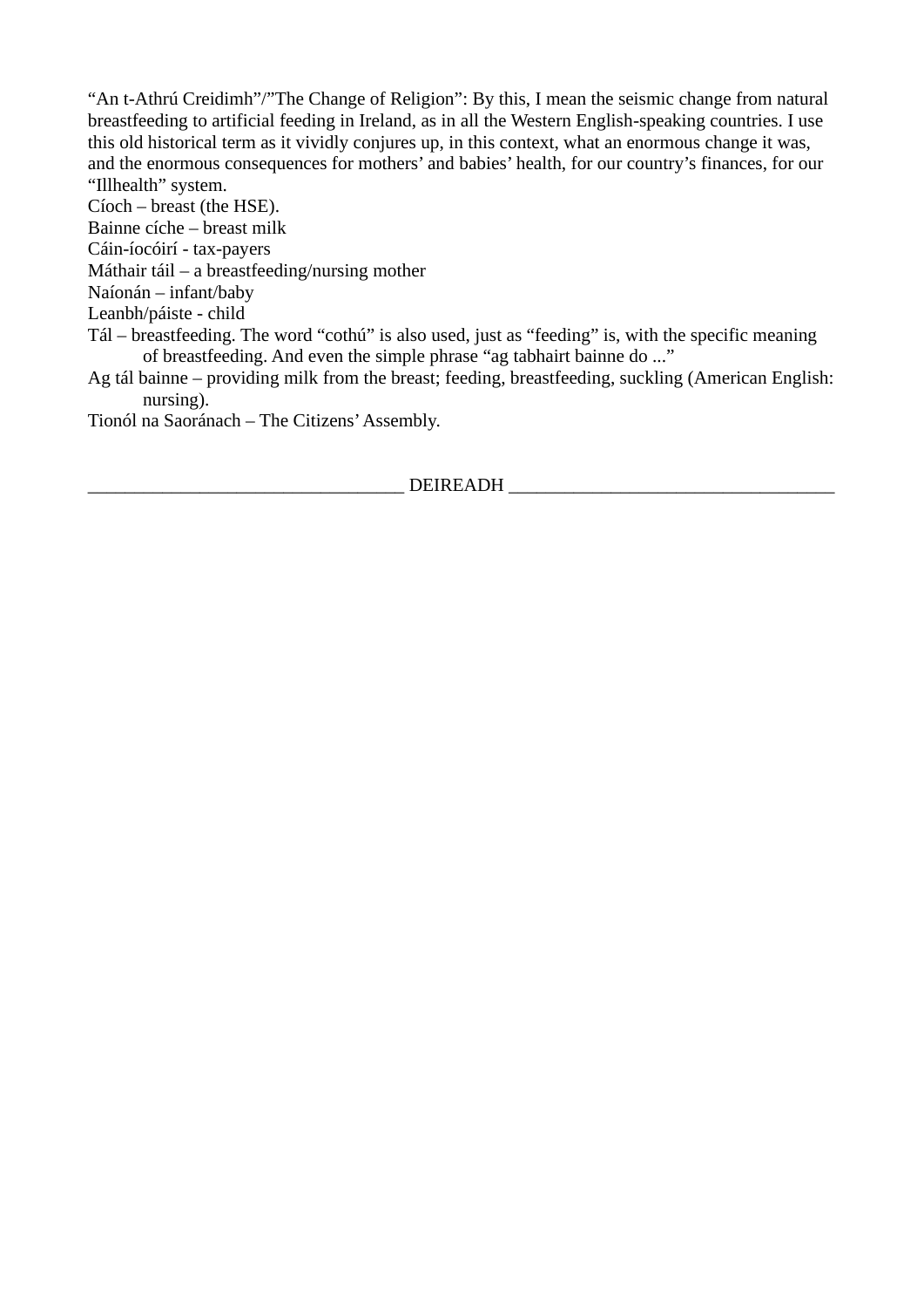“An t-Athrú Creidimh”/”The Change of Religion”: By this, I mean the seismic change from natural breastfeeding to artificial feeding in Ireland, as in all the Western English-speaking countries. I use this old historical term as it vividly conjures up, in this context, what an enormous change it was, and the enormous consequences for mothers’ and babies’ health, for our country’s finances, for our “Illhealth” system.

Cíoch – breast (the HSE).

Bainne cíche – breast milk

Cáin-íocóirí - tax-payers

Máthair táil – a breastfeeding/nursing mother

Naíonán – infant/baby

Leanbh/páiste - child

Tál – breastfeeding. The word “cothú” is also used, just as “feeding” is, with the specific meaning of breastfeeding. And even the simple phrase “ag tabhairt bainne do ...”

Ag tál bainne – providing milk from the breast; feeding, breastfeeding, suckling (American English: nursing).

Tionól na Saoránach – The Citizens’ Assembly.

_________________________________ DEIREADH __________________________________